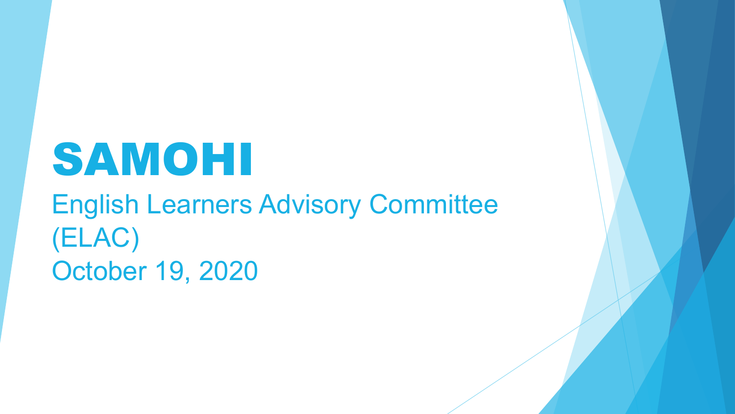# SAMOHI

English Learners Advisory Committee (ELAC)

October 19, 2020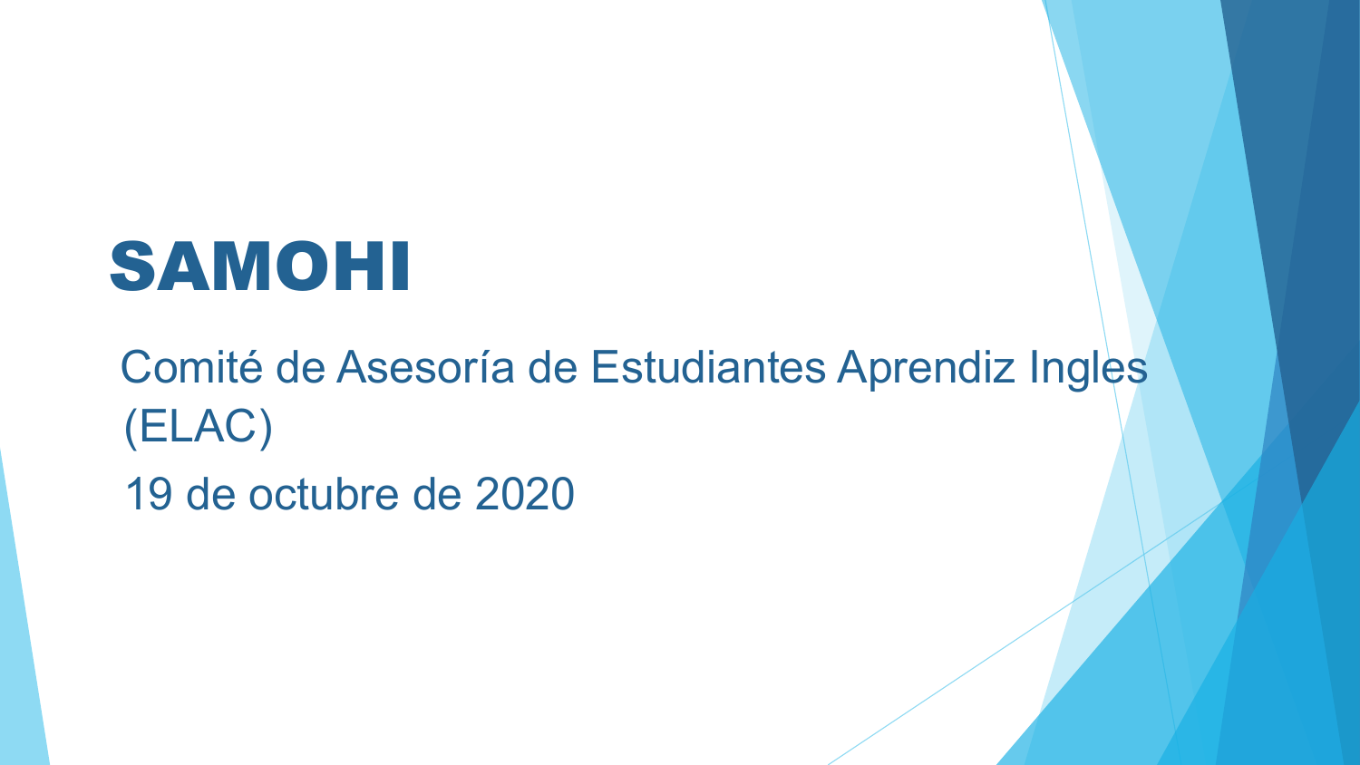# SAMOHI

Comité de Asesoría de Estudiantes Aprendiz Ingles (ELAC)

19 de octubre de 2020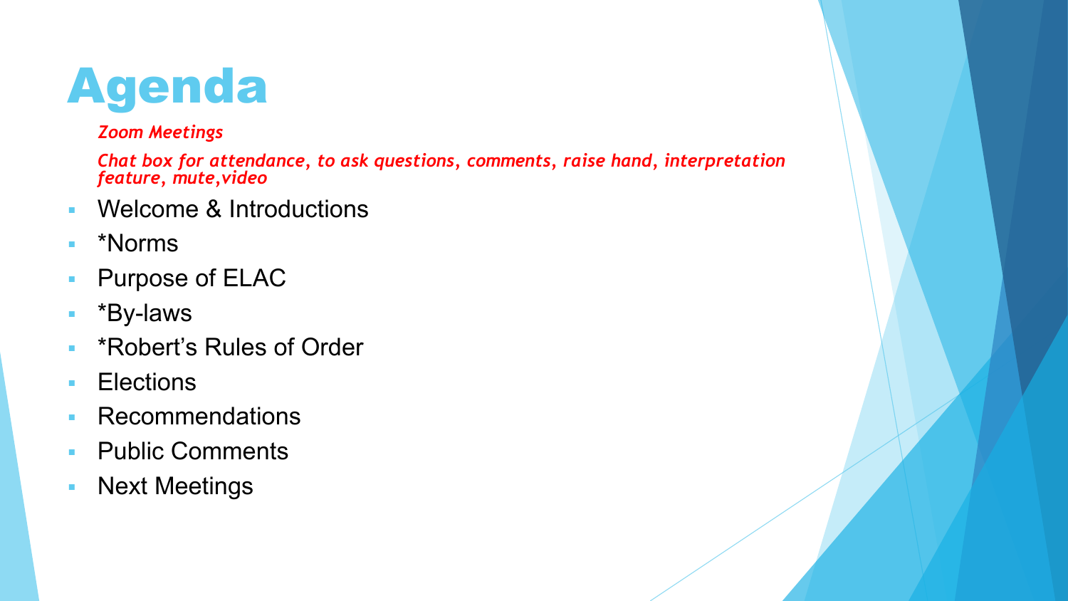# Agenda

*Zoom Meetings*

*Chat box for attendance, to ask questions, comments, raise hand, interpretation feature, mute,video*

- Welcome & Introductions
- *Norms
- Purpose of ELAC
- *By-laws
- *Robert's Rules of Order
- Elections
- Recommendations
- Public Comments
- Next Meetings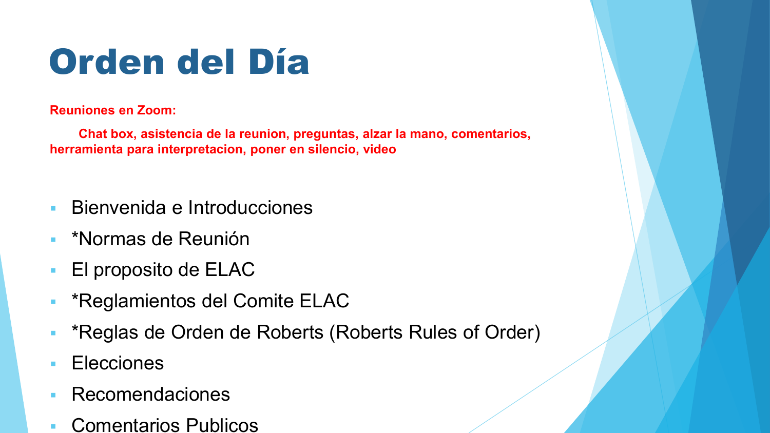# Orden del Día

**Reuniones en Zoom:**

**Chat box, asistencia de la reunion, preguntas, alzar la mano, comentarios, herramienta para interpretacion, poner en silencio, video**

- Bienvenida e Introducciones
- *Normas de Reunión
- El proposito de ELAC
- *Reglamientos del Comite ELAC
- *Reglas de Orden de Roberts (Roberts Rules of Order)
- Elecciones
- Recomendaciones
- Comentarios Publicos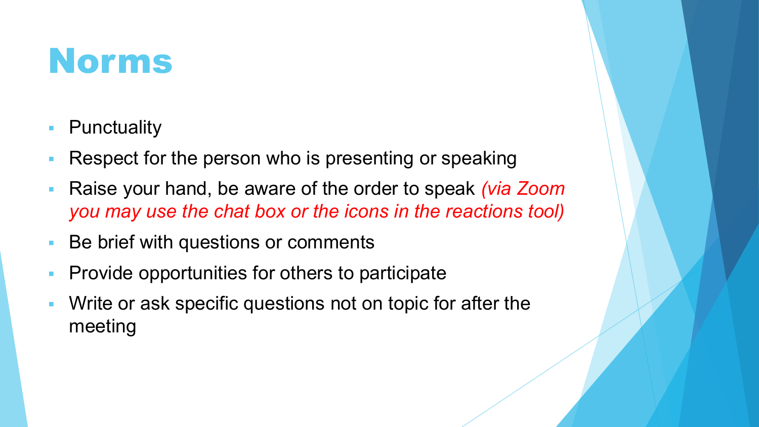# Norms

- Punctuality
- Respect for the person who is presenting or speaking
- Raise your hand, be aware of the order to speak *(via Zoom you may use the chat box or the icons in the reactions tool)*
- Be brief with questions or comments
- Provide opportunities for others to participate
- Write or ask specific questions not on topic for after the meeting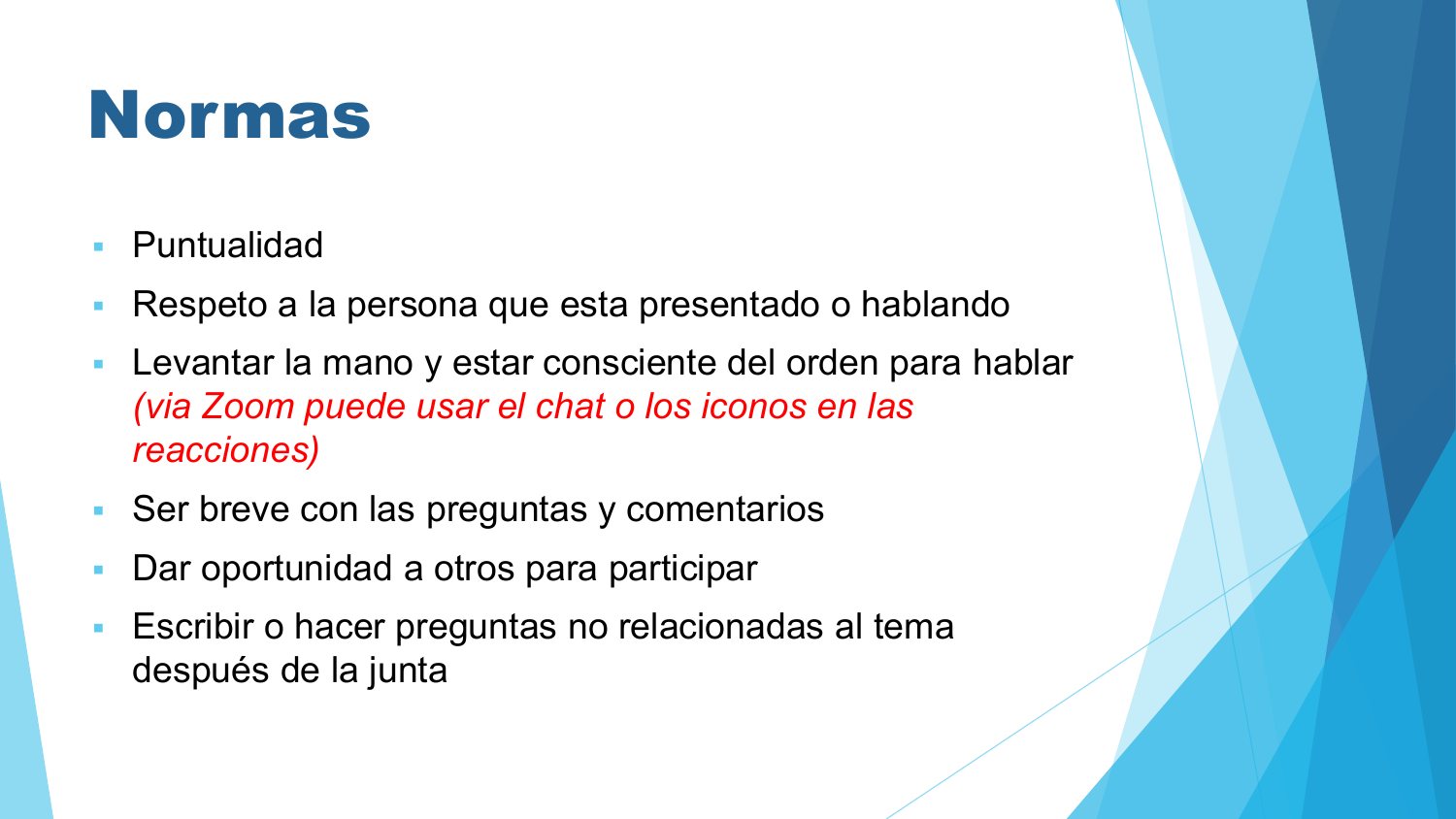# Normas

- Puntualidad
- Respeto a la persona que esta presentado o hablando
- Levantar la mano y estar consciente del orden para hablar *(via Zoom puede usar el chat o los iconos en las reacciones)*
- Ser breve con las preguntas y comentarios
- Dar oportunidad a otros para participar
- Escribir o hacer preguntas no relacionadas al tema después de la junta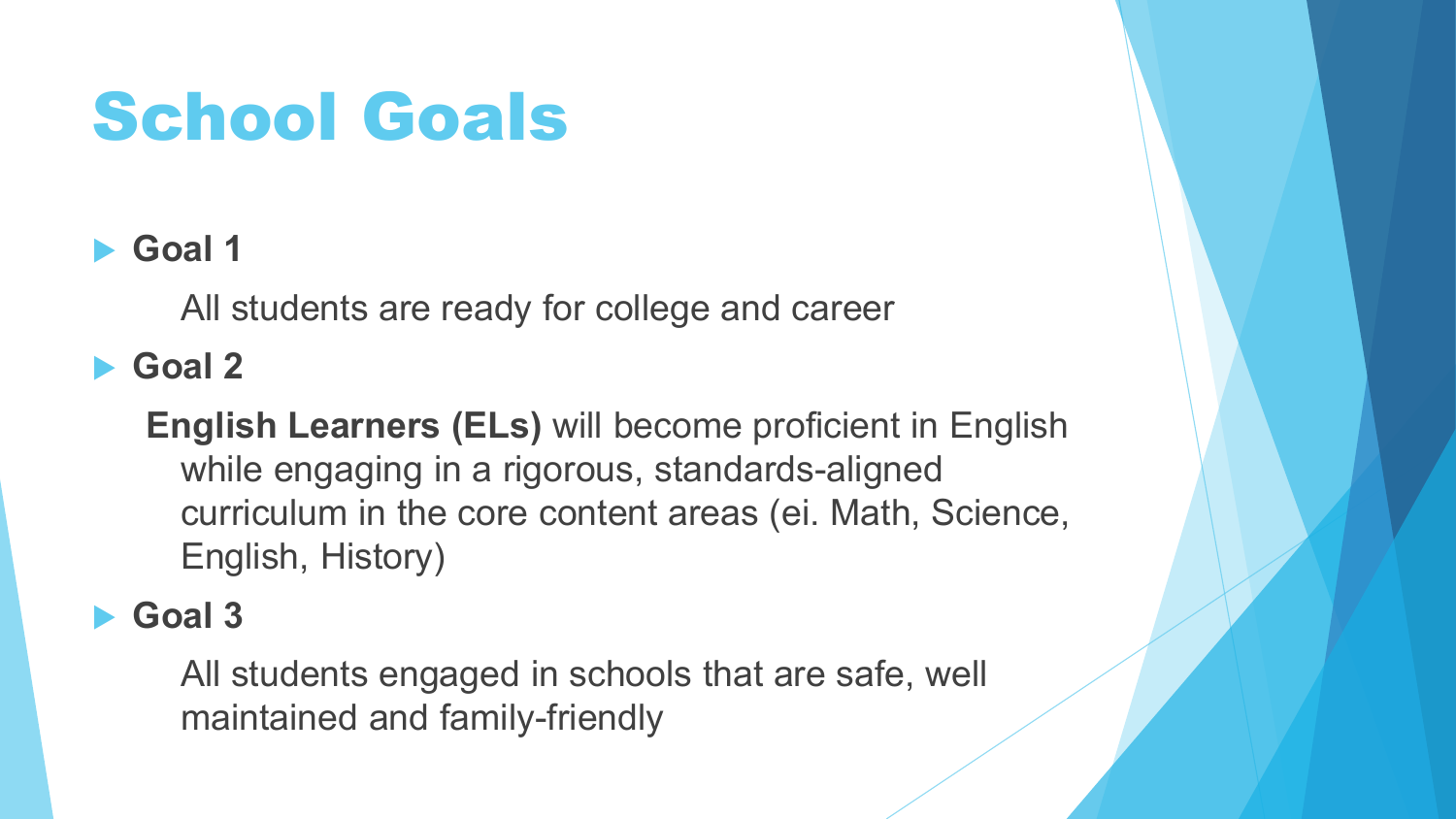# School Goals

- **Goal 1**

  All students are ready for college and career

- **Goal 2**

  **English Learners (ELs)** will become proficient in English while engaging in a rigorous, standards-aligned curriculum in the core content areas (ei. Math, Science, English, History)

- **Goal 3**

  All students engaged in schools that are safe, well maintained and family-friendly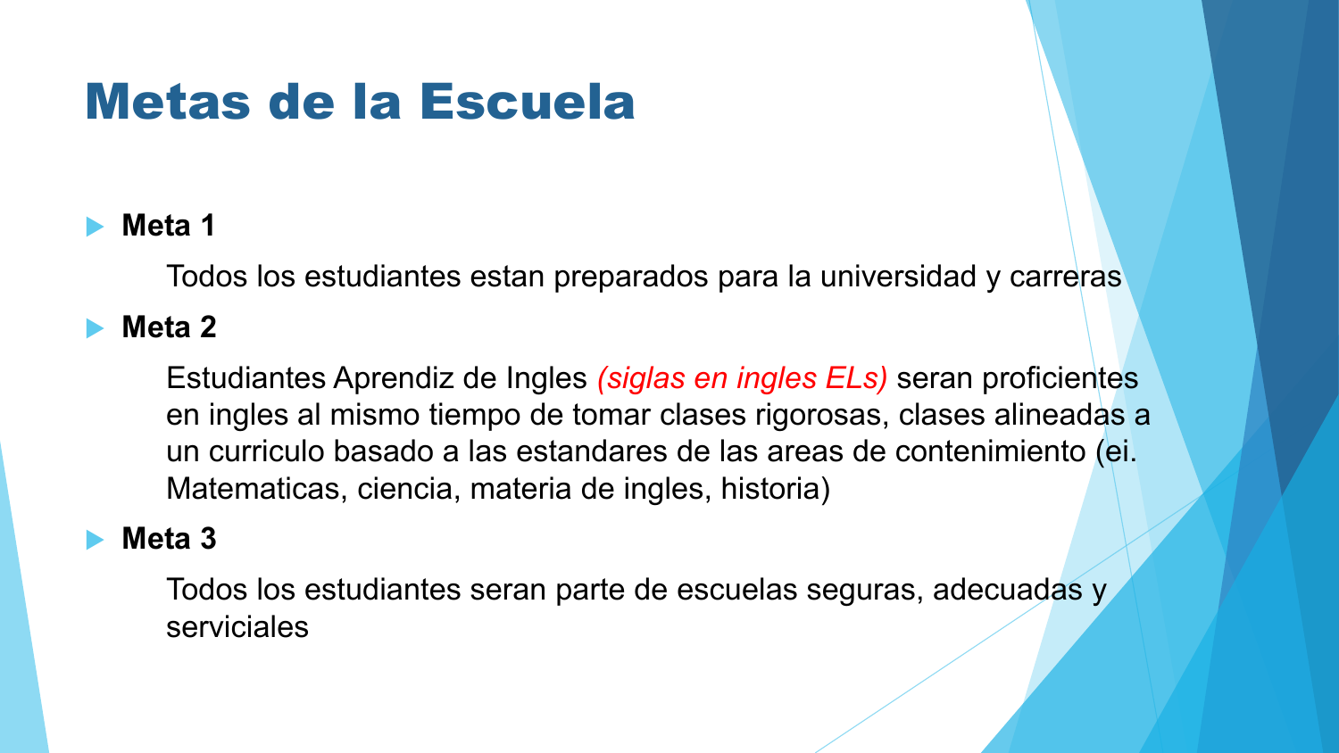# Metas de la Escuela

- **Meta 1**

  Todos los estudiantes estan preparados para la universidad y carreras

- **Meta 2**

  Estudiantes Aprendiz de Ingles *(siglas en ingles ELs)* seran proficientes en ingles al mismo tiempo de tomar clases rigorosas, clases alineadas a un curriculo basado a las estandares de las areas de contenimiento (ei. Matematicas, ciencia, materia de ingles, historia)

- **Meta 3**

  Todos los estudiantes seran parte de escuelas seguras, adecuadas y serviciales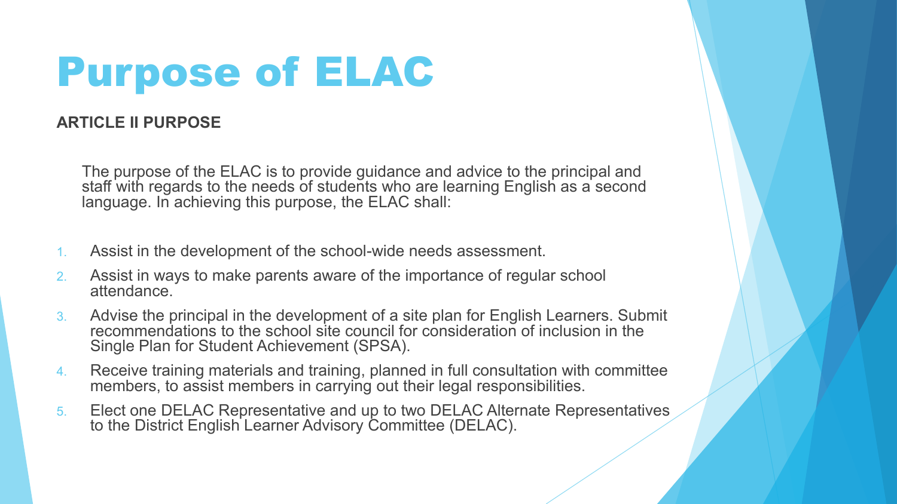# Purpose of ELAC

**ARTICLE II PURPOSE**

The purpose of the ELAC is to provide guidance and advice to the principal and staff with regards to the needs of students who are learning English as a second language. In achieving this purpose, the ELAC shall:

1. Assist in the development of the school-wide needs assessment.
2. Assist in ways to make parents aware of the importance of regular school attendance.
3. Advise the principal in the development of a site plan for English Learners. Submit recommendations to the school site council for consideration of inclusion in the Single Plan for Student Achievement (SPSA).
4. Receive training materials and training, planned in full consultation with committee members, to assist members in carrying out their legal responsibilities.
5. Elect one DELAC Representative and up to two DELAC Alternate Representatives to the District English Learner Advisory Committee (DELAC).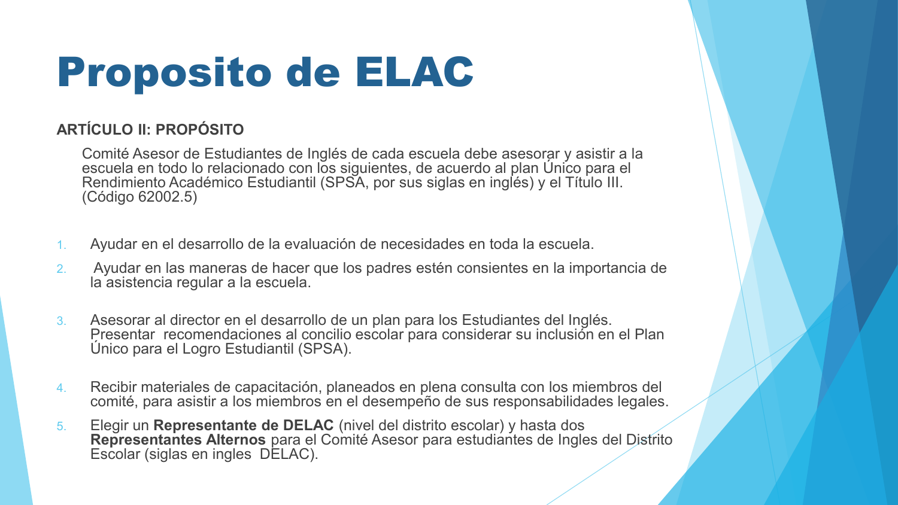# Proposito de ELAC

**ARTÍCULO II: PROPÓSITO**

Comité Asesor de Estudiantes de Inglés de cada escuela debe asesorar y asistir a la escuela en todo lo relacionado con los siguientes, de acuerdo al plan Único para el Rendimiento Académico Estudiantil (SPSA, por sus siglas en inglés) y el Título III. (Código 62002.5)

1. Ayudar en el desarrollo de la evaluación de necesidades en toda la escuela.
2. Ayudar en las maneras de hacer que los padres estén consientes en la importancia de la asistencia regular a la escuela.
3. Asesorar al director en el desarrollo de un plan para los Estudiantes del Inglés. Presentar recomendaciones al concilio escolar para considerar su inclusión en el Plan Único para el Logro Estudiantil (SPSA).
4. Recibir materiales de capacitación, planeados en plena consulta con los miembros del comité, para asistir a los miembros en el desempeño de sus responsabilidades legales.
5. Elegir un **Representante de DELAC** (nivel del distrito escolar) y hasta dos **Representantes Alternos** para el Comité Asesor para estudiantes de Ingles del Distrito Escolar (siglas en ingles DELAC).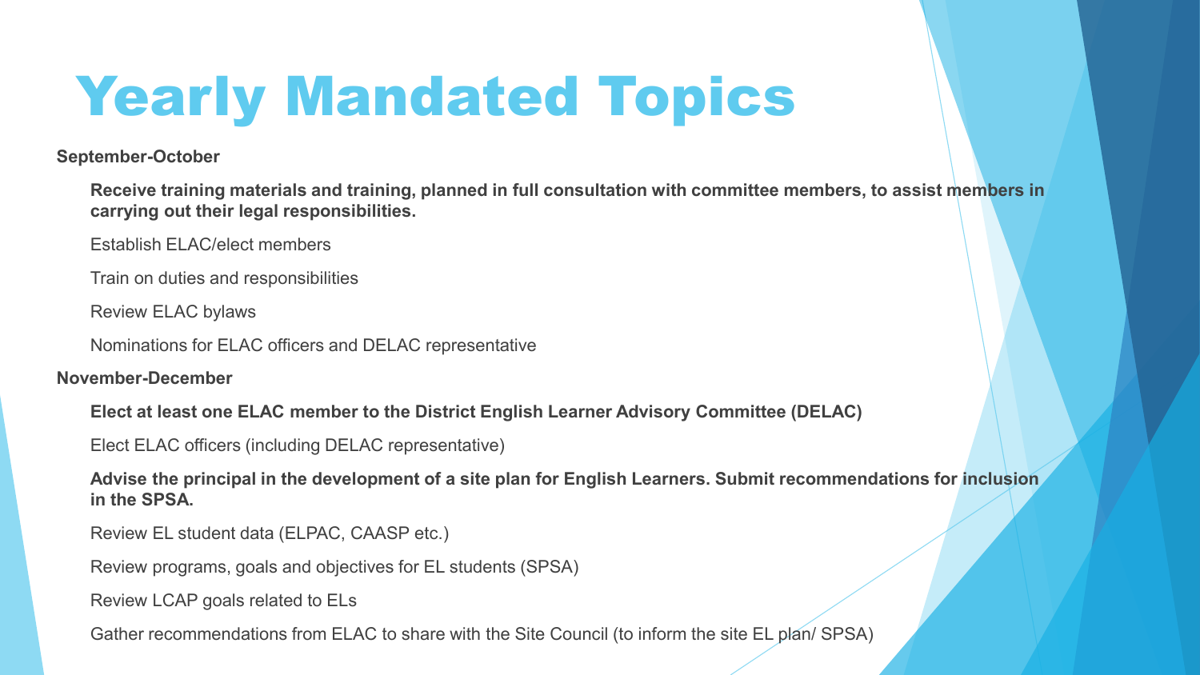# Yearly Mandated Topics

**September-October**

- **Receive training materials and training, planned in full consultation with committee members, to assist members in carrying out their legal responsibilities.**
- Establish ELAC/elect members
- Train on duties and responsibilities
- Review ELAC bylaws
- Nominations for ELAC officers and DELAC representative

**November-December**

- **Elect at least one ELAC member to the District English Learner Advisory Committee (DELAC)**
- Elect ELAC officers (including DELAC representative)
- **Advise the principal in the development of a site plan for English Learners. Submit recommendations for inclusion in the SPSA.**
- Review EL student data (ELPAC, CAASP etc.)
- Review programs, goals and objectives for EL students (SPSA)
- Review LCAP goals related to ELs
- Gather recommendations from ELAC to share with the Site Council (to inform the site EL plan/ SPSA)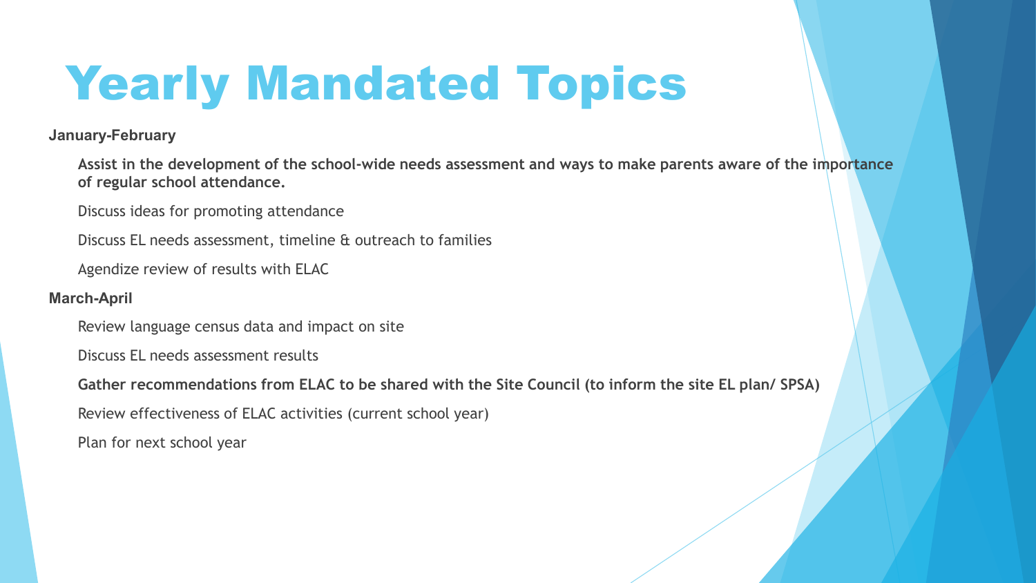# Yearly Mandated Topics

**January-February**

- **Assist in the development of the school-wide needs assessment and ways to make parents aware of the importance of regular school attendance.**
- Discuss ideas for promoting attendance
- Discuss EL needs assessment, timeline & outreach to families
- Agendize review of results with ELAC

**March-April**

- Review language census data and impact on site
- Discuss EL needs assessment results
- **Gather recommendations from ELAC to be shared with the Site Council (to inform the site EL plan/ SPSA)**
- Review effectiveness of ELAC activities (current school year)
- Plan for next school year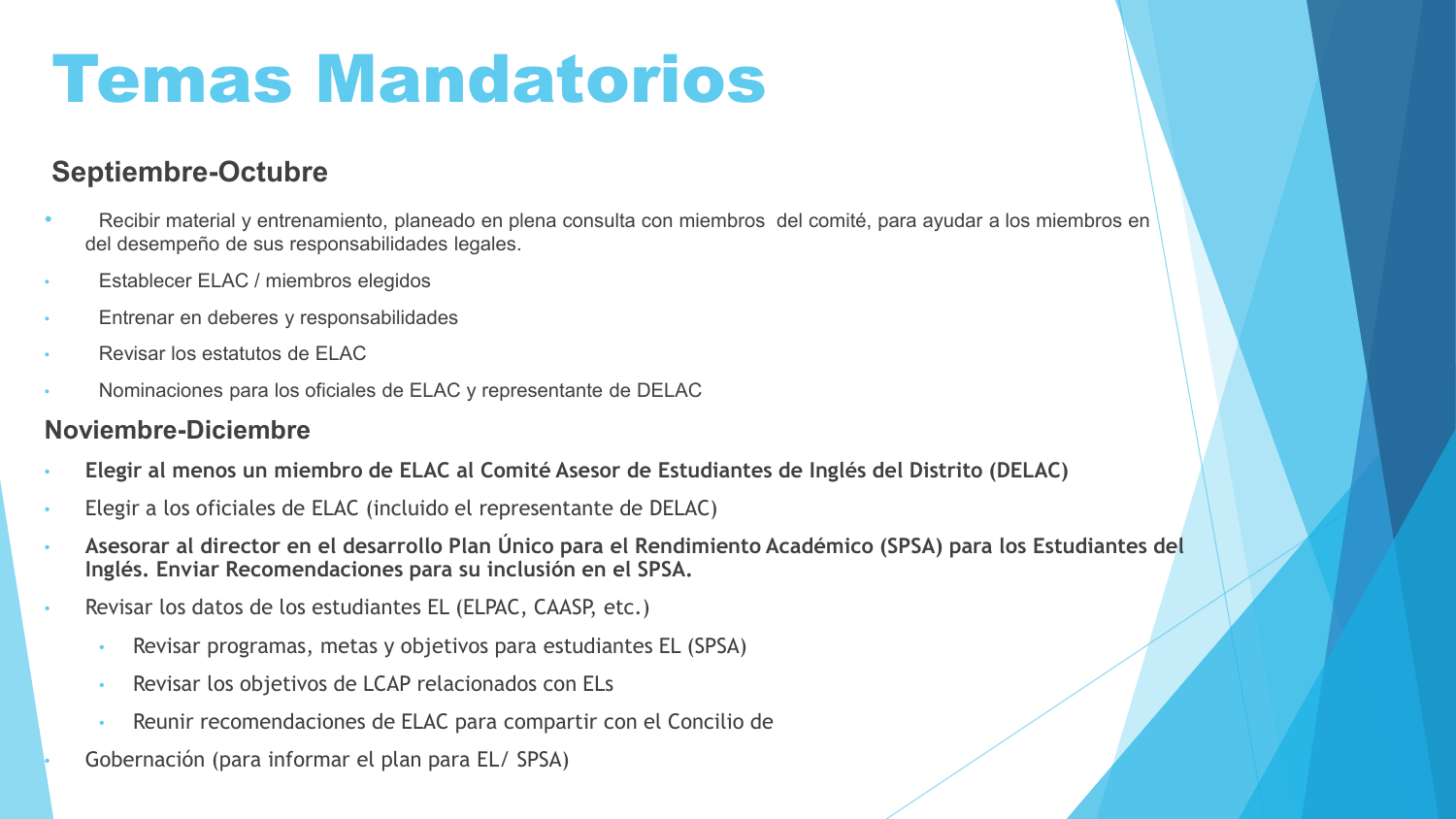# Temas Mandatorios

## Septiembre-Octubre

- Recibir material y entrenamiento, planeado en plena consulta con miembros del comité, para ayudar a los miembros en del desempeño de sus responsabilidades legales.
- Establecer ELAC / miembros elegidos
- Entrenar en deberes y responsabilidades
- Revisar los estatutos de ELAC
- Nominaciones para los oficiales de ELAC y representante de DELAC

## Noviembre-Diciembre

- **Elegir al menos un miembro de ELAC al Comité Asesor de Estudiantes de Inglés del Distrito (DELAC)**
- Elegir a los oficiales de ELAC (incluido el representante de DELAC)
- **Asesorar al director en el desarrollo Plan Único para el Rendimiento Académico (SPSA) para los Estudiantes del Inglés. Enviar Recomendaciones para su inclusión en el SPSA.**
- Revisar los datos de los estudiantes EL (ELPAC, CAASP, etc.)
  - Revisar programas, metas y objetivos para estudiantes EL (SPSA)
  - Revisar los objetivos de LCAP relacionados con ELs
  - Reunir recomendaciones de ELAC para compartir con el Concilio de
- Gobernación (para informar el plan para EL/ SPSA)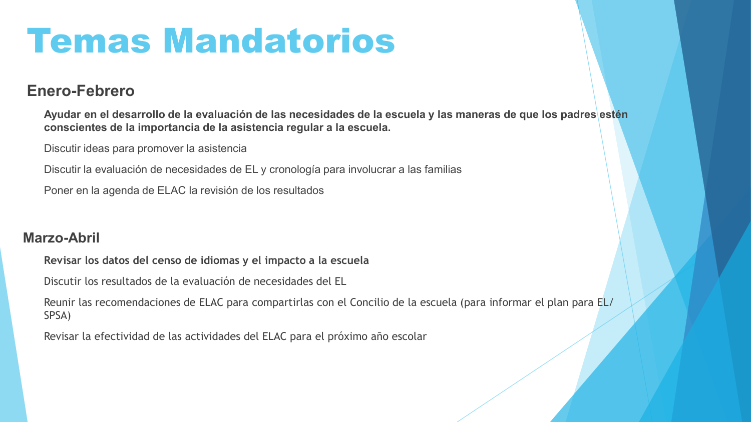# Temas Mandatorios

## Enero-Febrero

- **Ayudar en el desarrollo de la evaluación de las necesidades de la escuela y las maneras de que los padres estén conscientes de la importancia de la asistencia regular a la escuela.**
- Discutir ideas para promover la asistencia
- Discutir la evaluación de necesidades de EL y cronología para involucrar a las familias
- Poner en la agenda de ELAC la revisión de los resultados

## Marzo-Abril

- **Revisar los datos del censo de idiomas y el impacto a la escuela**
- Discutir los resultados de la evaluación de necesidades del EL
- Reunir las recomendaciones de ELAC para compartirlas con el Concilio de la escuela (para informar el plan para EL/ SPSA)
- Revisar la efectividad de las actividades del ELAC para el próximo año escolar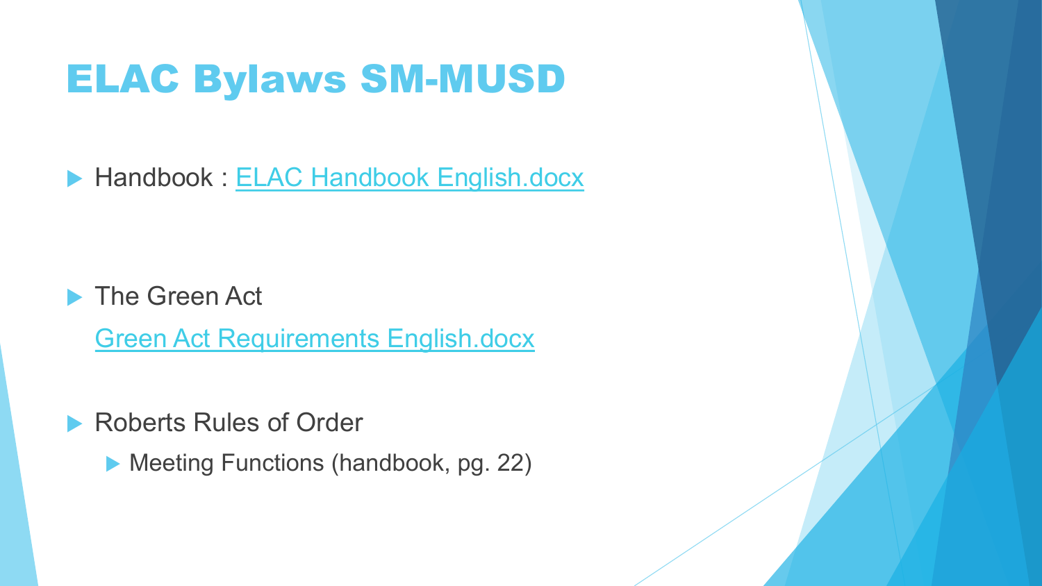# ELAC Bylaws SM-MUSD

- Handbook : ELAC Handbook English.docx

- The Green Act

  Green Act Requirements English.docx

- Roberts Rules of Order
  - Meeting Functions (handbook, pg. 22)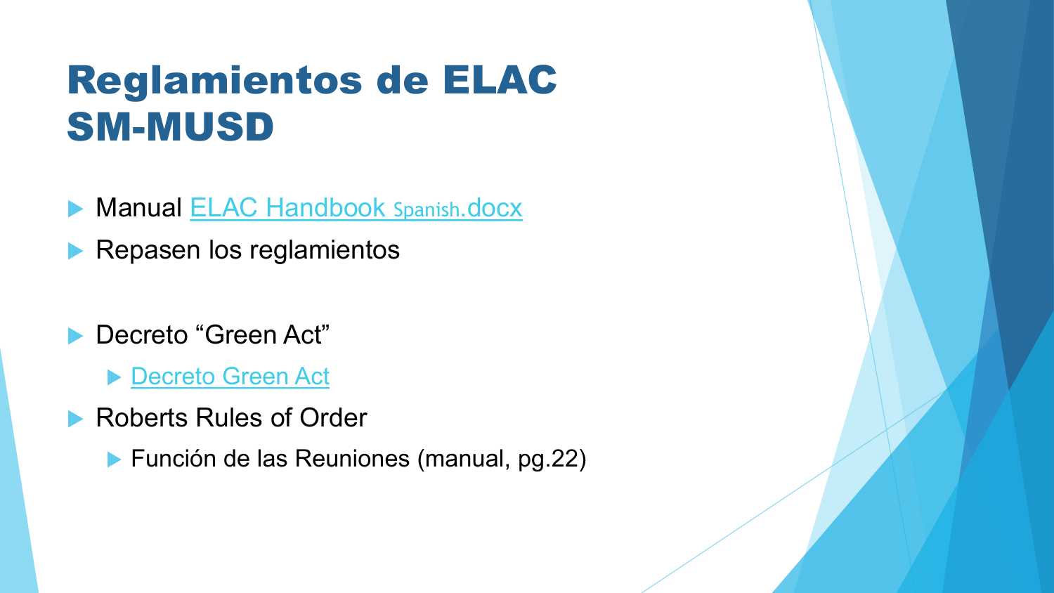# Reglamentos de ELAC SM-MUSD

- Manual ELAC Handbook Spanish.docx
- Repasen los reglamentos

- Decreto "Green Act"
  - Decreto Green Act
- Roberts Rules of Order
  - Función de las Reuniones (manual, pg.22)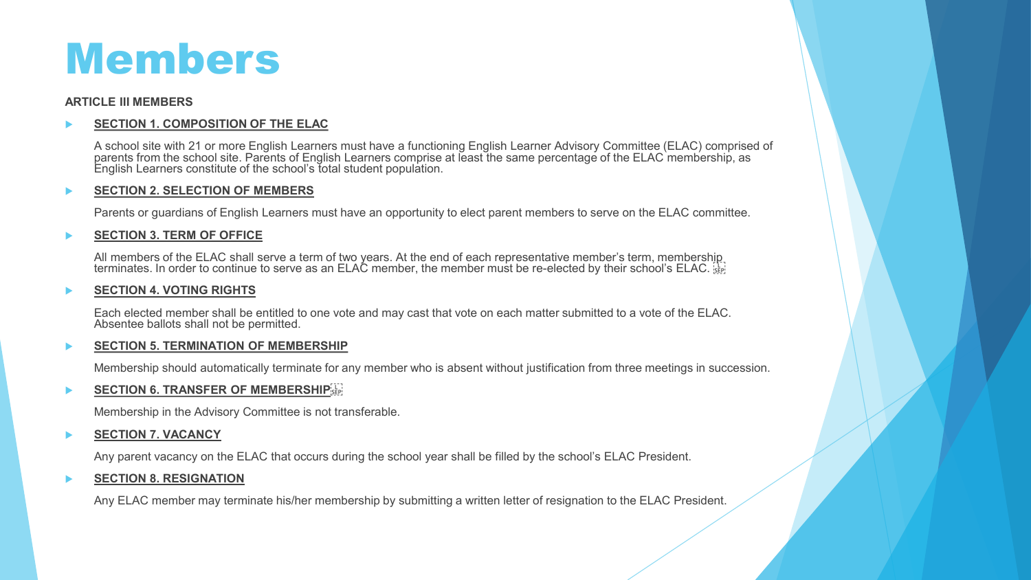# Members

**ARTICLE III MEMBERS**

- **SECTION 1. COMPOSITION OF THE ELAC**

  A school site with 21 or more English Learners must have a functioning English Learner Advisory Committee (ELAC) comprised of parents from the school site. Parents of English Learners comprise at least the same percentage of the ELAC membership, as English Learners constitute of the school's total student population.

- **SECTION 2. SELECTION OF MEMBERS**

  Parents or guardians of English Learners must have an opportunity to elect parent members to serve on the ELAC committee.

- **SECTION 3. TERM OF OFFICE**

  All members of the ELAC shall serve a term of two years. At the end of each representative member's term, membership terminates. In order to continue to serve as an ELAC member, the member must be re-elected by their school's ELAC.

- **SECTION 4. VOTING RIGHTS**

  Each elected member shall be entitled to one vote and may cast that vote on each matter submitted to a vote of the ELAC. Absentee ballots shall not be permitted.

- **SECTION 5. TERMINATION OF MEMBERSHIP**

  Membership should automatically terminate for any member who is absent without justification from three meetings in succession.

- **SECTION 6. TRANSFER OF MEMBERSHIP**

  Membership in the Advisory Committee is not transferable.

- **SECTION 7. VACANCY**

  Any parent vacancy on the ELAC that occurs during the school year shall be filled by the school's ELAC President.

- **SECTION 8. RESIGNATION**

  Any ELAC member may terminate his/her membership by submitting a written letter of resignation to the ELAC President.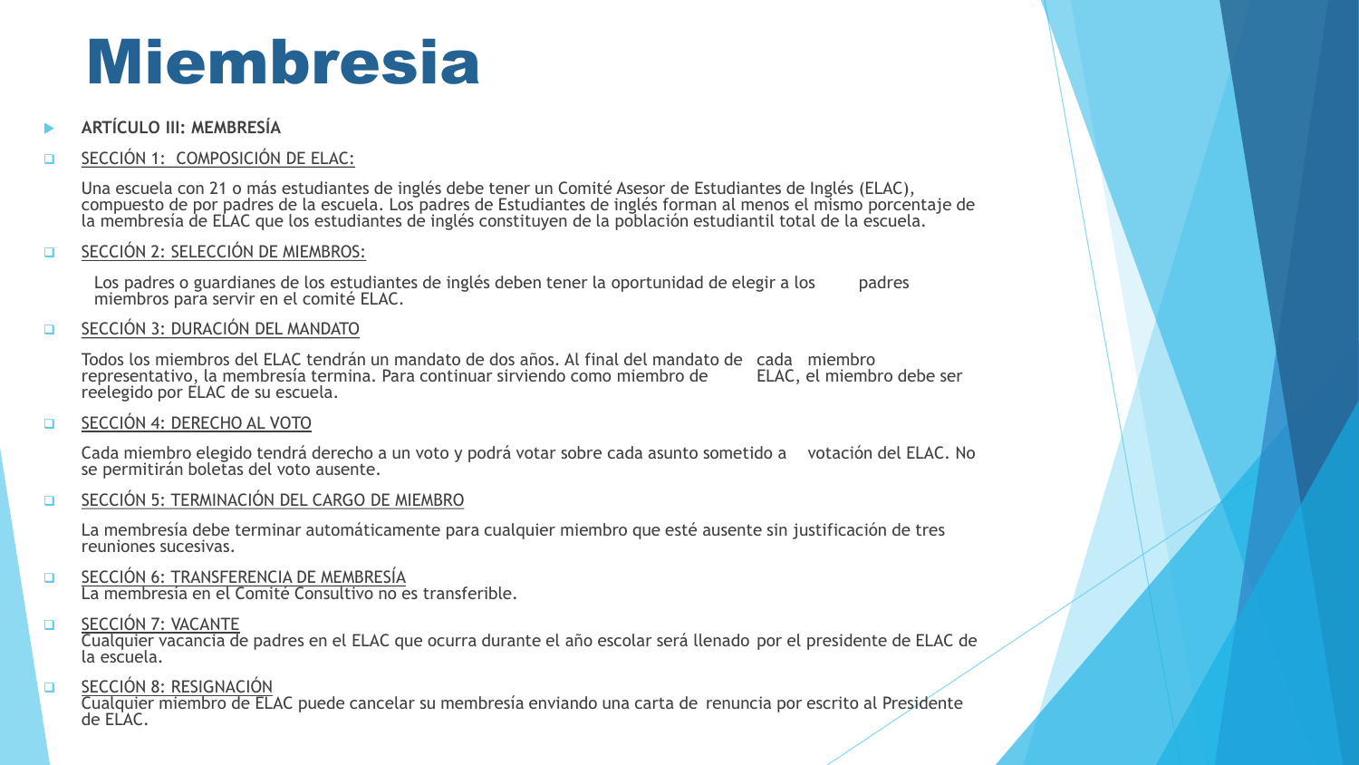# Miembresia

- **ARTÍCULO III: MEMBRESÍA**

- SECCIÓN 1: COMPOSICIÓN DE ELAC:

  Una escuela con 21 o más estudiantes de inglés debe tener un Comité Asesor de Estudiantes de Inglés (ELAC), compuesto de por padres de la escuela. Los padres de Estudiantes de inglés forman al menos el mismo porcentaje de la membresía de ELAC que los estudiantes de inglés constituyen de la población estudiantil total de la escuela.

- SECCIÓN 2: SELECCIÓN DE MIEMBROS:

  Los padres o guardianes de los estudiantes de inglés deben tener la oportunidad de elegir a los padres miembros para servir en el comité ELAC.

- SECCIÓN 3: DURACIÓN DEL MANDATO

  Todos los miembros del ELAC tendrán un mandato de dos años. Al final del mandato de cada miembro representativo, la membresía termina. Para continuar sirviendo como miembro de ELAC, el miembro debe ser reelegido por ELAC de su escuela.

- SECCIÓN 4: DERECHO AL VOTO

  Cada miembro elegido tendrá derecho a un voto y podrá votar sobre cada asunto sometido a votación del ELAC. No se permitirán boletas del voto ausente.

- SECCIÓN 5: TERMINACIÓN DEL CARGO DE MIEMBRO

  La membresía debe terminar automáticamente para cualquier miembro que esté ausente sin justificación de tres reuniones sucesivas.

- SECCIÓN 6: TRANSFERENCIA DE MEMBRESÍA
  La membresia en el Comité Consultivo no es transferible.

- SECCIÓN 7: VACANTE
  Cualquier vacancia de padres en el ELAC que ocurra durante el año escolar será llenado por el presidente de ELAC de la escuela.

- SECCIÓN 8: RESIGNACIÓN
  Cualquier miembro de ELAC puede cancelar su membresía enviando una carta de renuncia por escrito al Presidente de ELAC.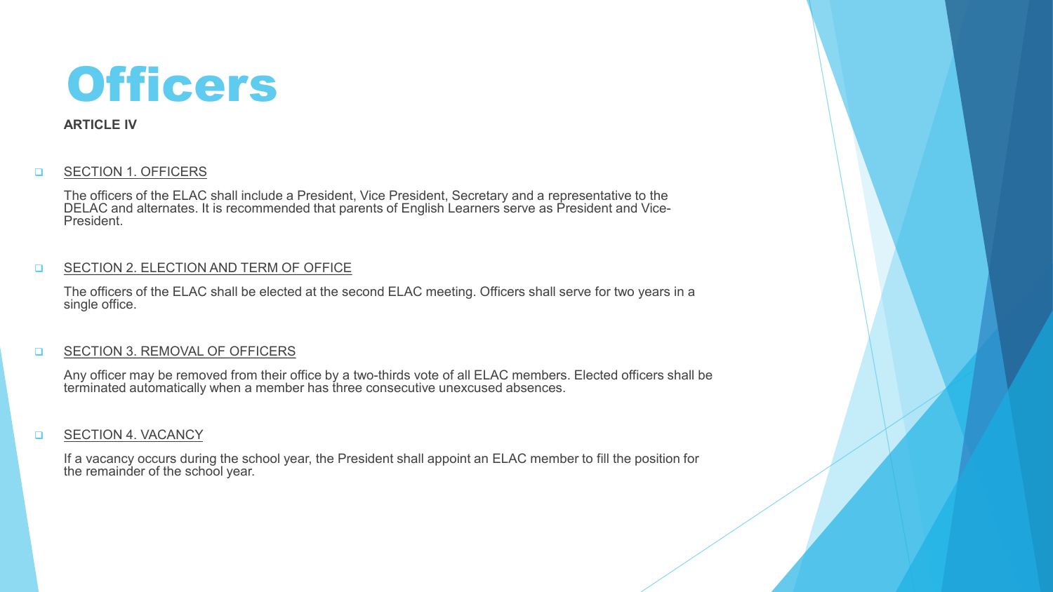# Officers

**ARTICLE IV**

- SECTION 1. OFFICERS

  The officers of the ELAC shall include a President, Vice President, Secretary and a representative to the DELAC and alternates. It is recommended that parents of English Learners serve as President and Vice-President.

- SECTION 2. ELECTION AND TERM OF OFFICE

  The officers of the ELAC shall be elected at the second ELAC meeting. Officers shall serve for two years in a single office.

- SECTION 3. REMOVAL OF OFFICERS

  Any officer may be removed from their office by a two-thirds vote of all ELAC members. Elected officers shall be terminated automatically when a member has three consecutive unexcused absences.

- SECTION 4. VACANCY

  If a vacancy occurs during the school year, the President shall appoint an ELAC member to fill the position for the remainder of the school year.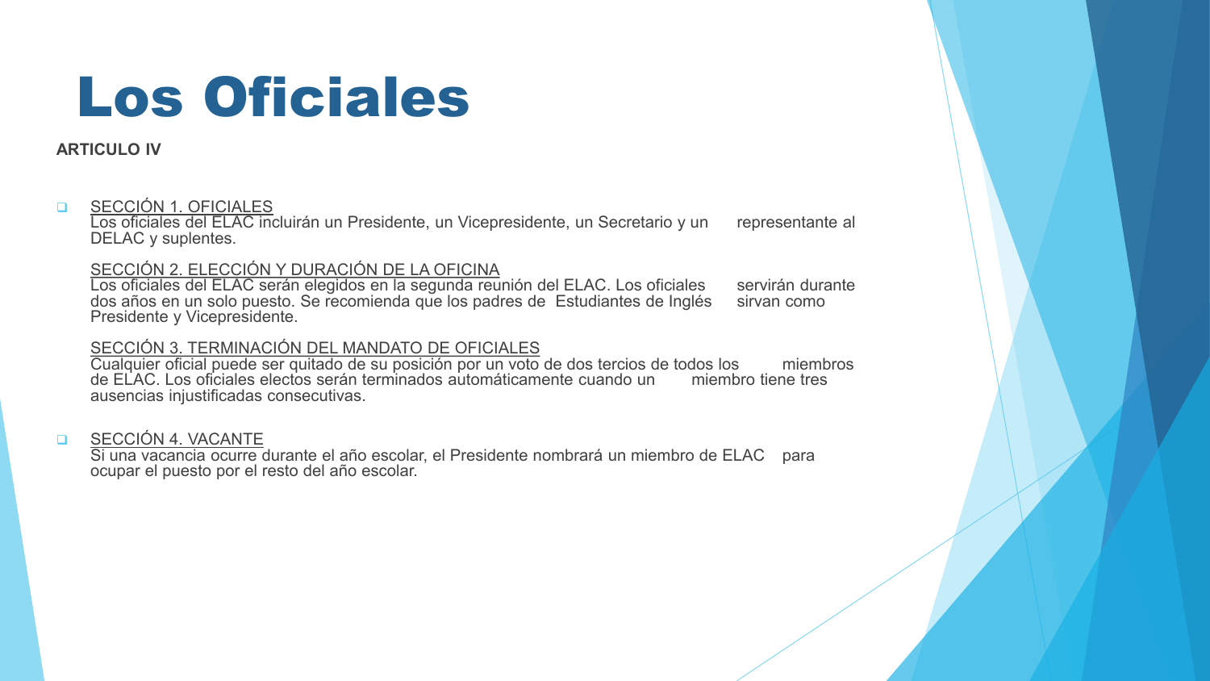# Los Oficiales

**ARTICULO IV**

- SECCIÓN 1. OFICIALES
  Los oficiales del ELAC incluirán un Presidente, un Vicepresidente, un Secretario y un representante al DELAC y suplentes.

  SECCIÓN 2. ELECCIÓN Y DURACIÓN DE LA OFICINA
  Los oficiales del ELAC serán elegidos en la segunda reunión del ELAC. Los oficiales servirán durante dos años en un solo puesto. Se recomienda que los padres de Estudiantes de Inglés sirvan como Presidente y Vicepresidente.

  SECCIÓN 3. TERMINACIÓN DEL MANDATO DE OFICIALES
  Cualquier oficial puede ser quitado de su posición por un voto de dos tercios de todos los miembros de ELAC. Los oficiales electos serán terminados automáticamente cuando un miembro tiene tres ausencias injustificadas consecutivas.

- SECCIÓN 4. VACANTE
  Si una vacancia ocurre durante el año escolar, el Presidente nombrará un miembro de ELAC para ocupar el puesto por el resto del año escolar.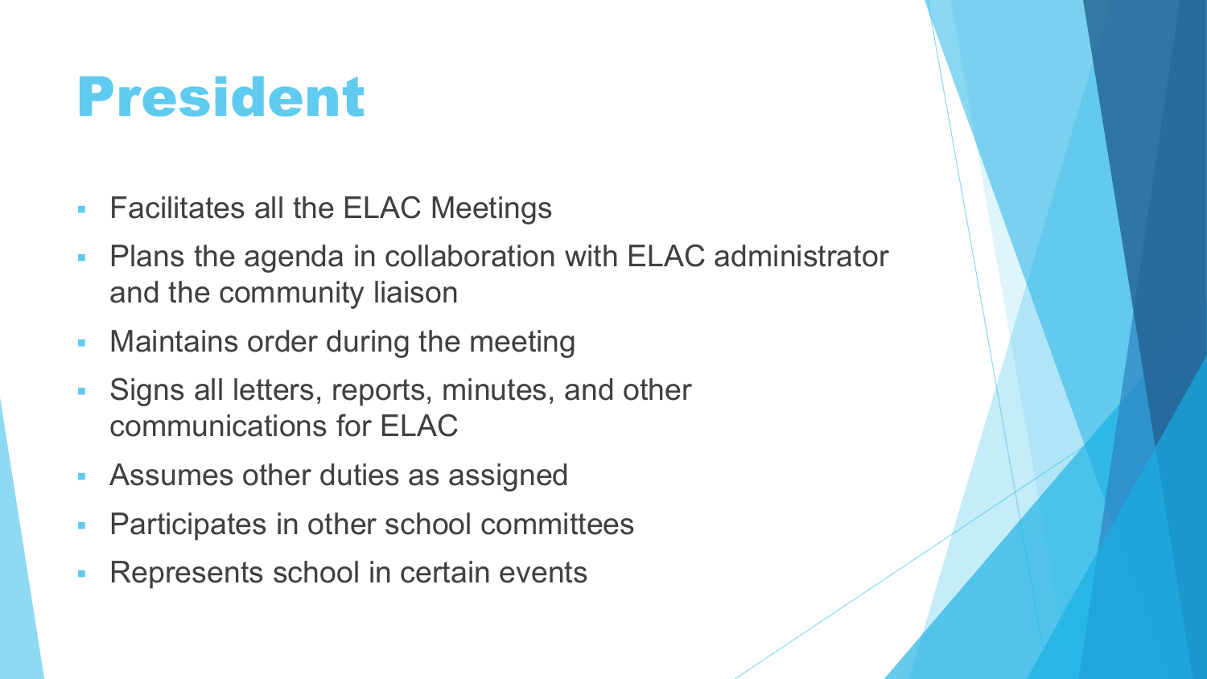# President

- Facilitates all the ELAC Meetings
- Plans the agenda in collaboration with ELAC administrator and the community liaison
- Maintains order during the meeting
- Signs all letters, reports, minutes, and other communications for ELAC
- Assumes other duties as assigned
- Participates in other school committees
- Represents school in certain events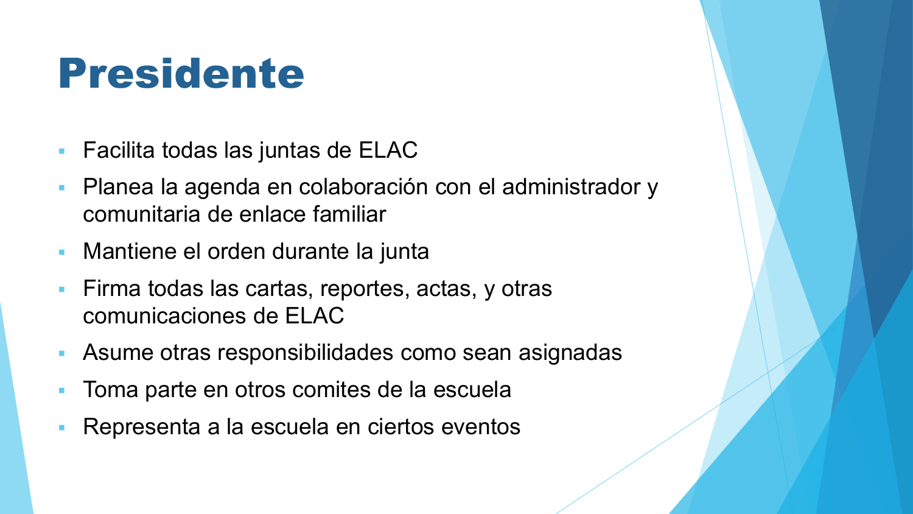# Presidente

- Facilita todas las juntas de ELAC
- Planea la agenda en colaboración con el administrador y comunitaria de enlace familiar
- Mantiene el orden durante la junta
- Firma todas las cartas, reportes, actas, y otras comunicaciones de ELAC
- Asume otras responsibilidades como sean asignadas
- Toma parte en otros comites de la escuela
- Representa a la escuela en ciertos eventos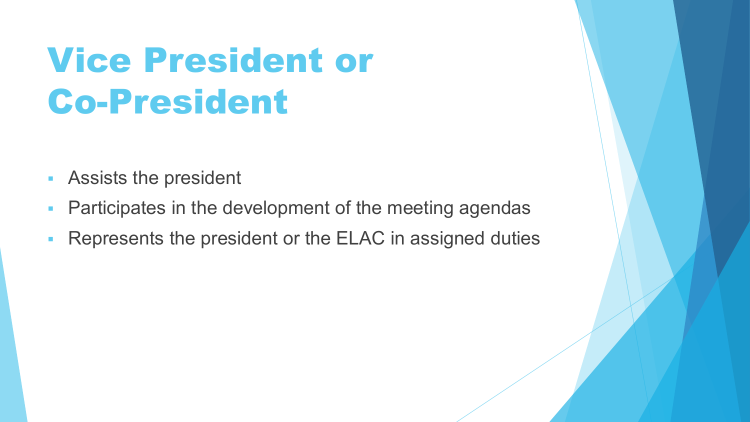# Vice President or Co-President

- Assists the president
- Participates in the development of the meeting agendas
- Represents the president or the ELAC in assigned duties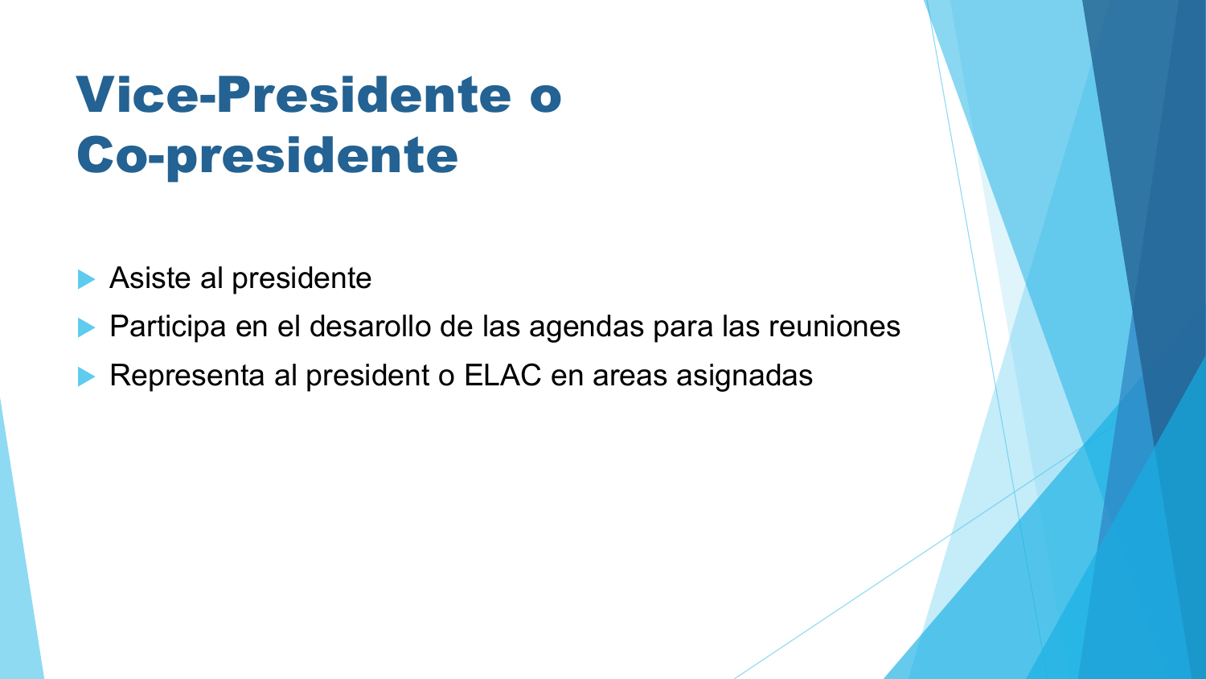# Vice-Presidente o Co-presidente

- Asiste al presidente
- Participa en el desarollo de las agendas para las reuniones
- Representa al president o ELAC en areas asignadas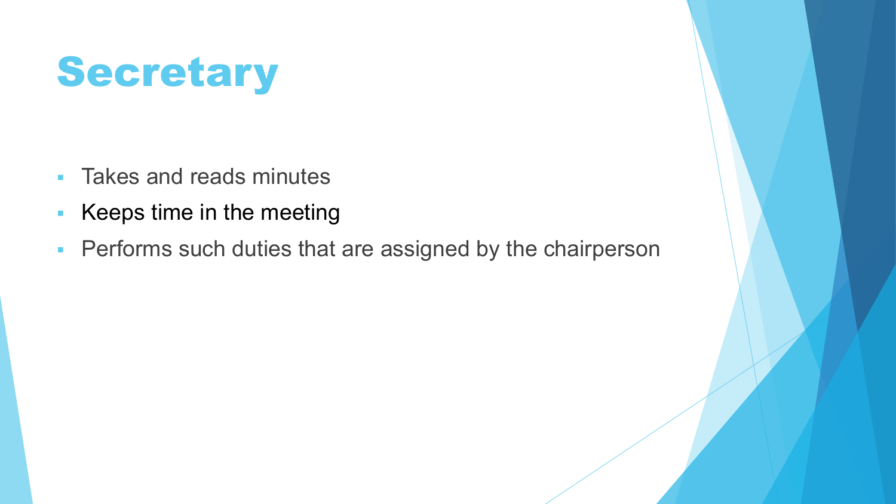# Secretary

- Takes and reads minutes
- Keeps time in the meeting
- Performs such duties that are assigned by the chairperson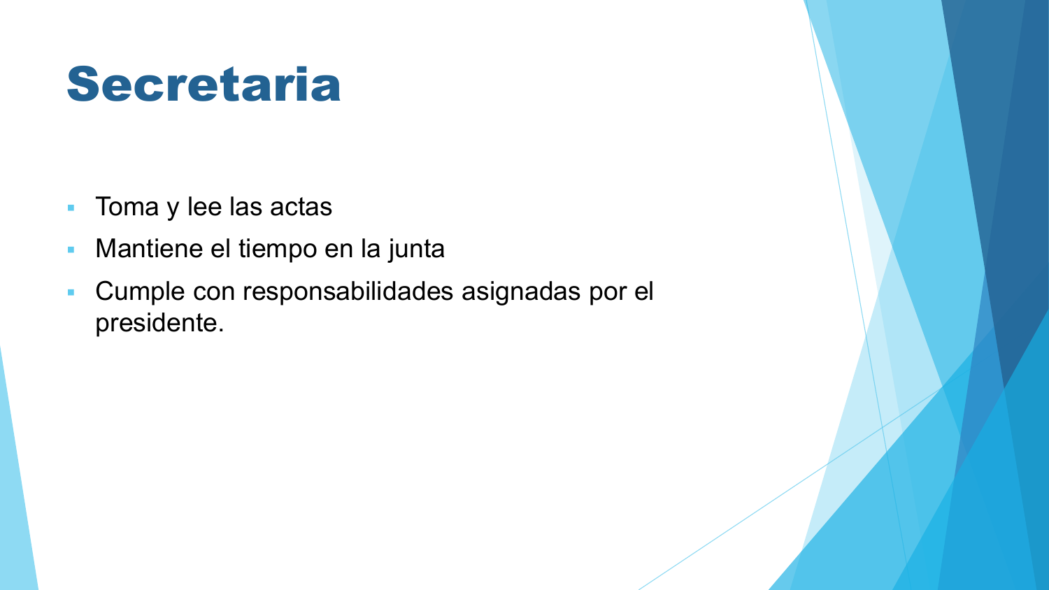# Secretaria

- Toma y lee las actas
- Mantiene el tiempo en la junta
- Cumple con responsabilidades asignadas por el presidente.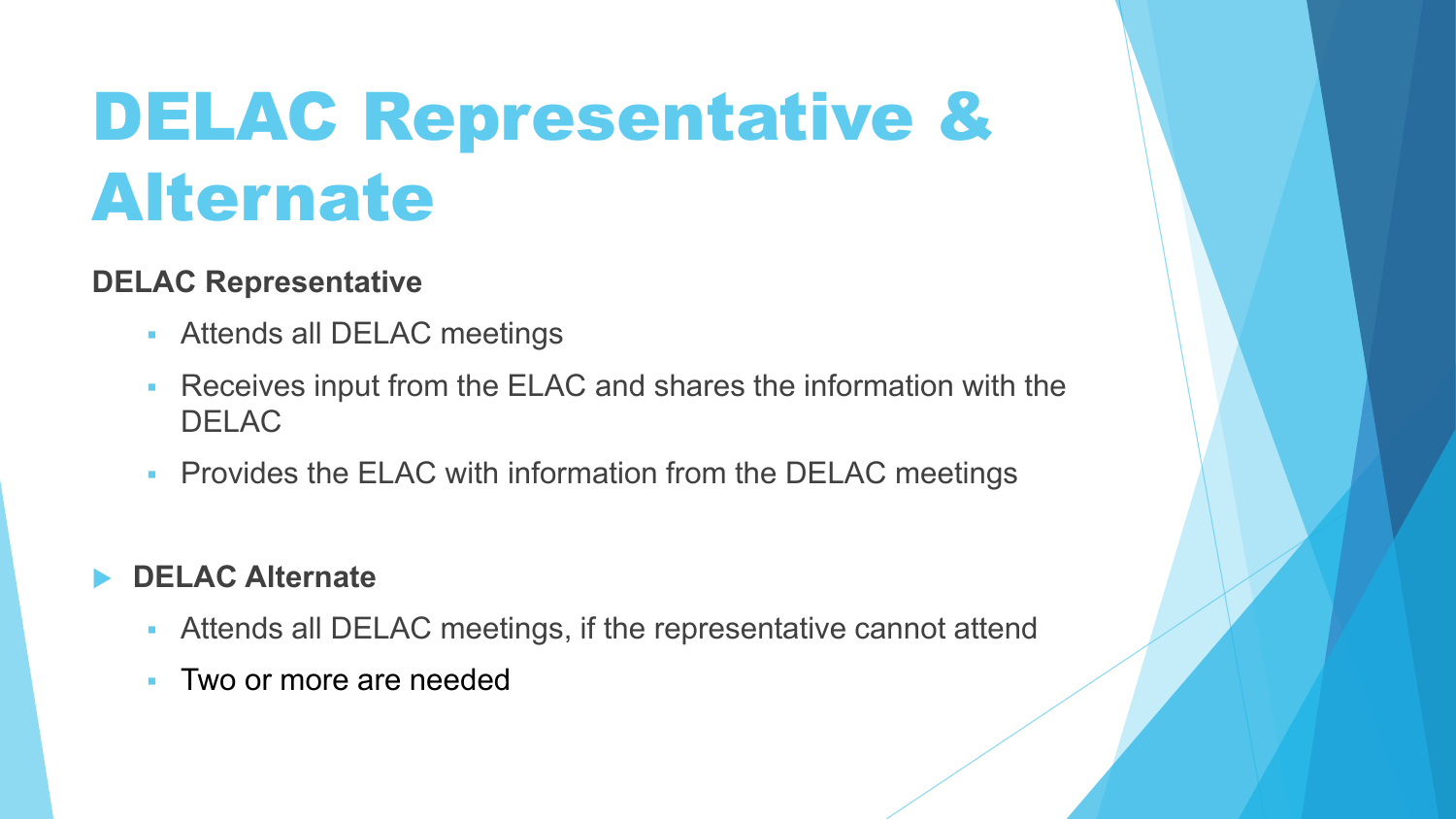# DELAC Representative & Alternate

**DELAC Representative**

- Attends all DELAC meetings
- Receives input from the ELAC and shares the information with the DELAC
- Provides the ELAC with information from the DELAC meetings

**DELAC Alternate**

- Attends all DELAC meetings, if the representative cannot attend
- Two or more are needed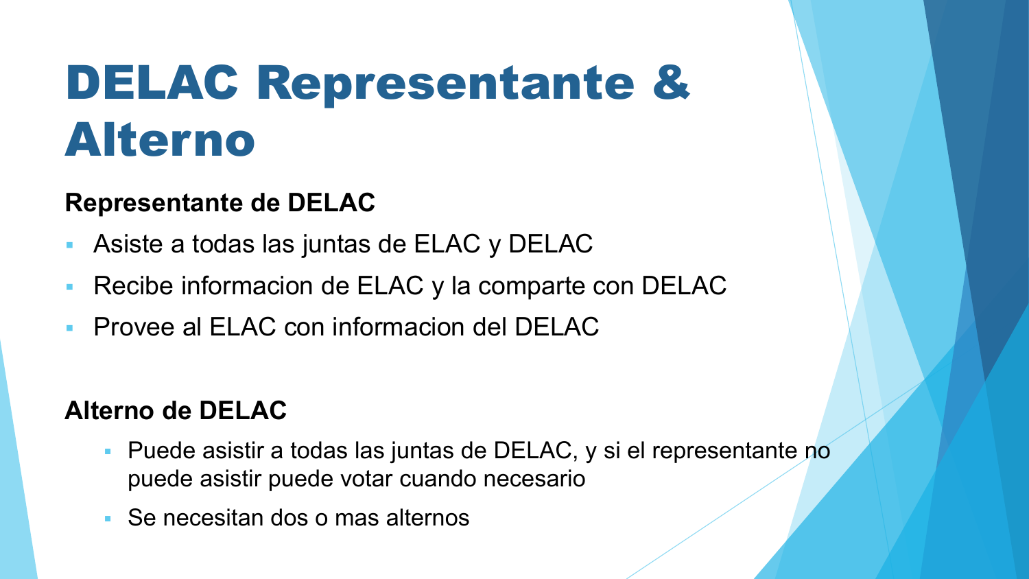# DELAC Representante & Alterno

**Representante de DELAC**

- Asiste a todas las juntas de ELAC y DELAC
- Recibe informacion de ELAC y la comparte con DELAC
- Provee al ELAC con informacion del DELAC

**Alterno de DELAC**

- Puede asistir a todas las juntas de DELAC, y si el representante no puede asistir puede votar cuando necesario
- Se necesitan dos o mas alternos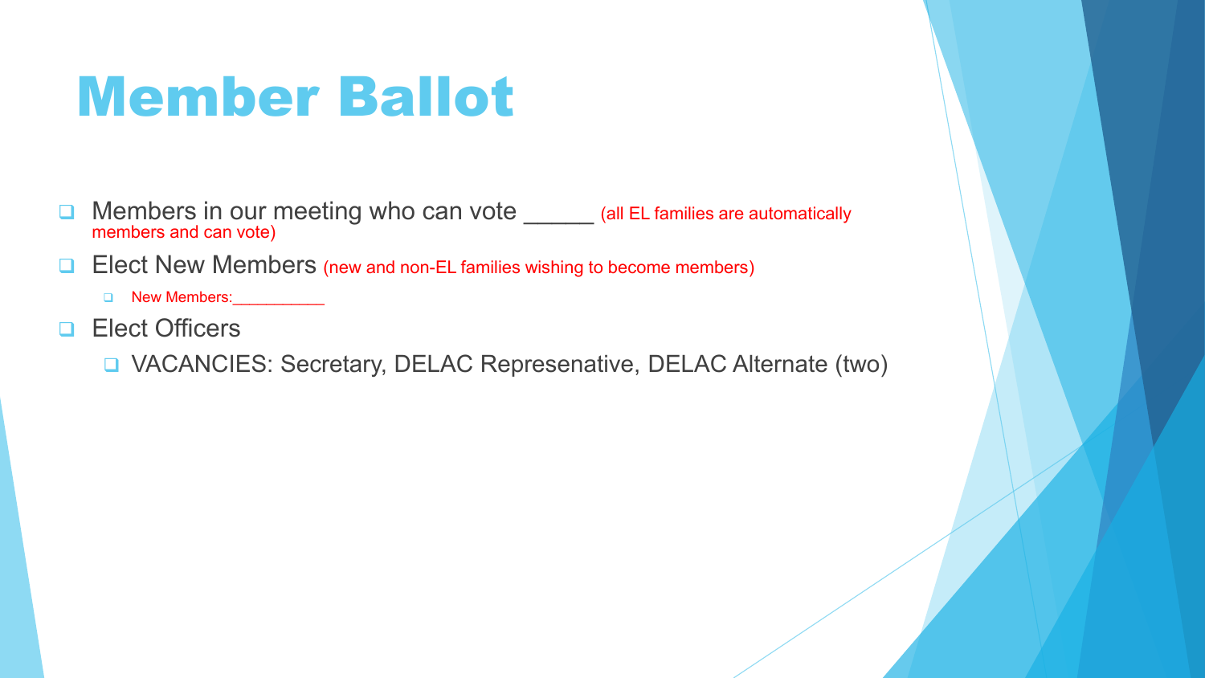# Member Ballot

- Members in our meeting who can vote ______ (all EL families are automatically members and can vote)
- Elect New Members (new and non-EL families wishing to become members)
  - New Members:___________
- Elect Officers
  - VACANCIES: Secretary, DELAC Represenative, DELAC Alternate (two)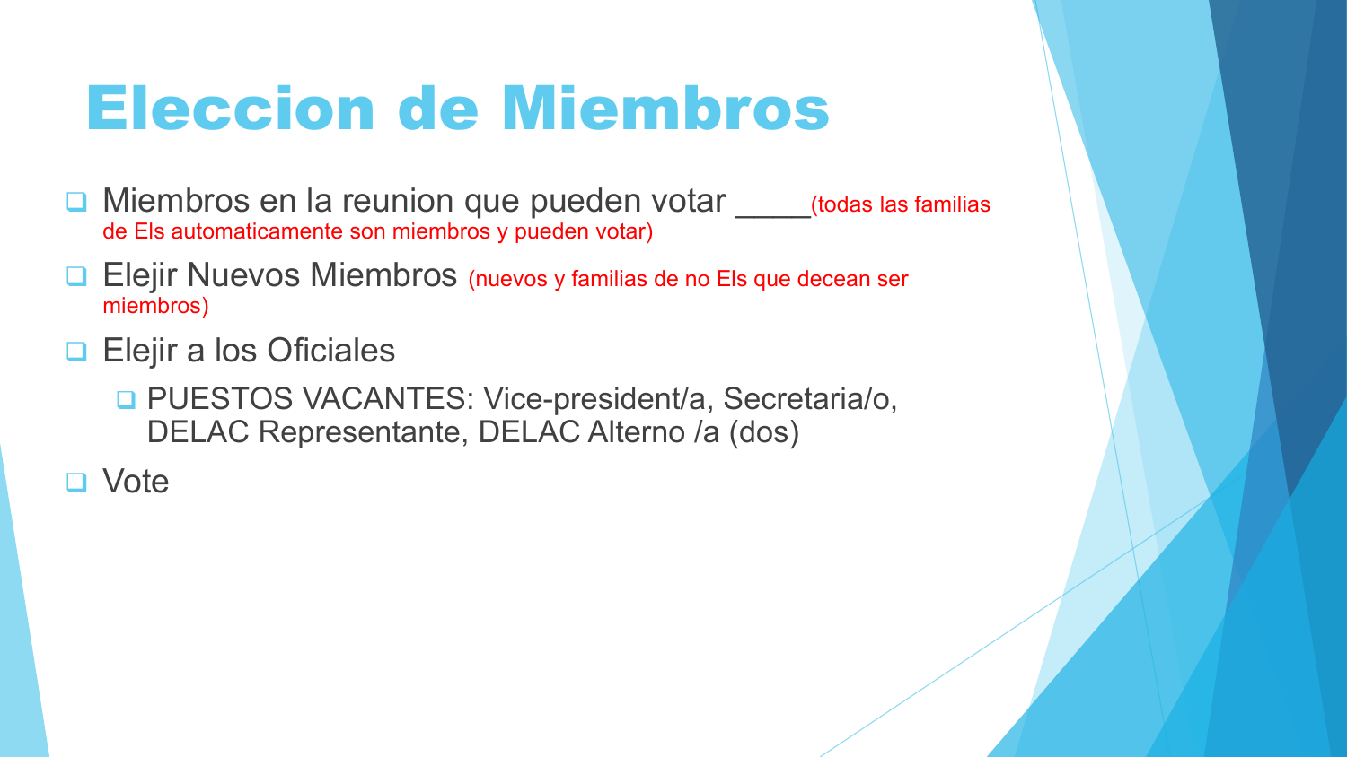# Eleccion de Miembros

- Miembros en la reunion que pueden votar _____(todas las familias de Els automaticamente son miembros y pueden votar)
- Elejir Nuevos Miembros (nuevos y familias de no Els que decean ser miembros)
- Elejir a los Oficiales
  - PUESTOS VACANTES: Vice-president/a, Secretaria/o, DELAC Representante, DELAC Alterno /a (dos)
- Vote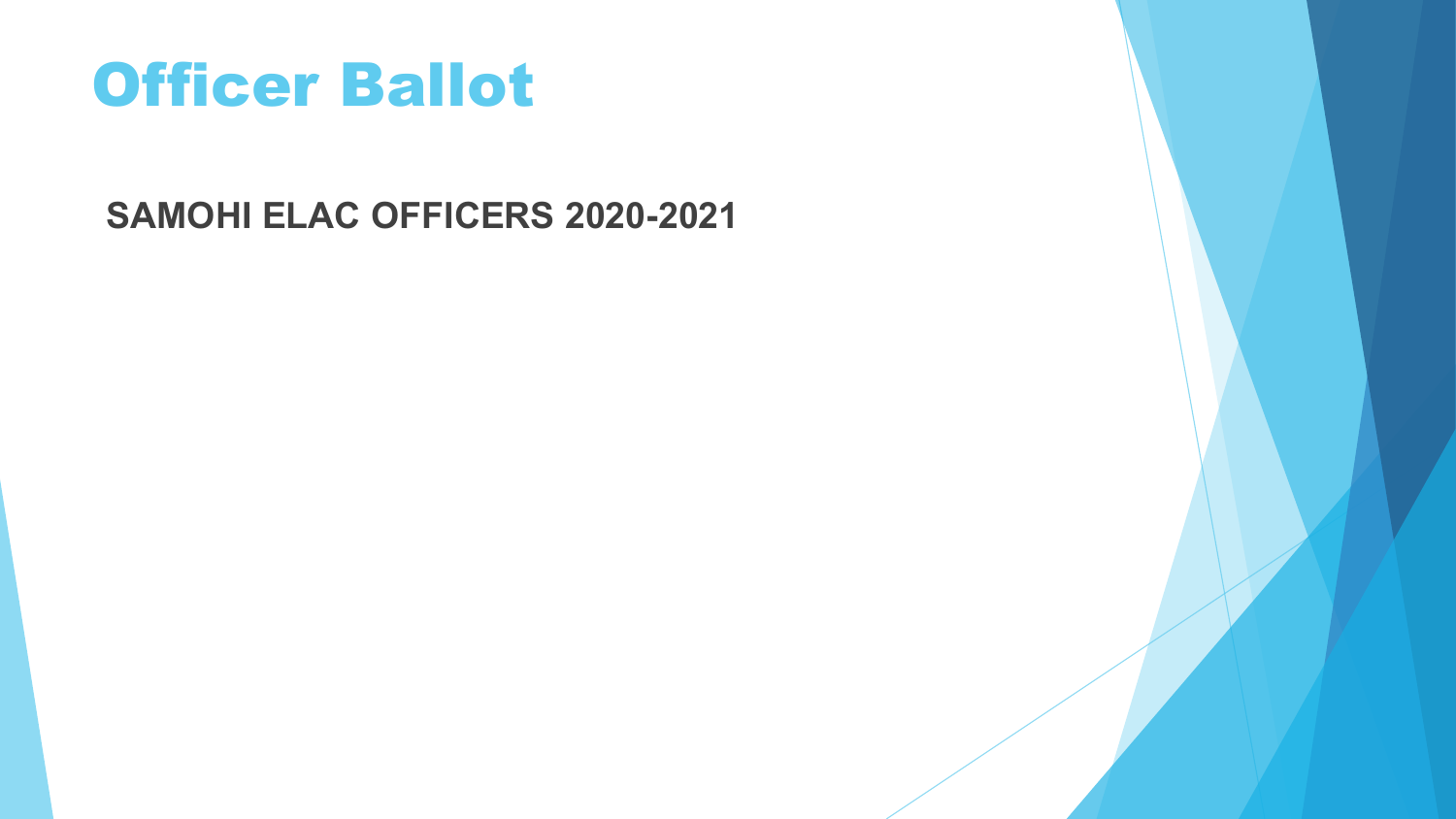# Officer Ballot

**SAMOHI ELAC OFFICERS 2020-2021**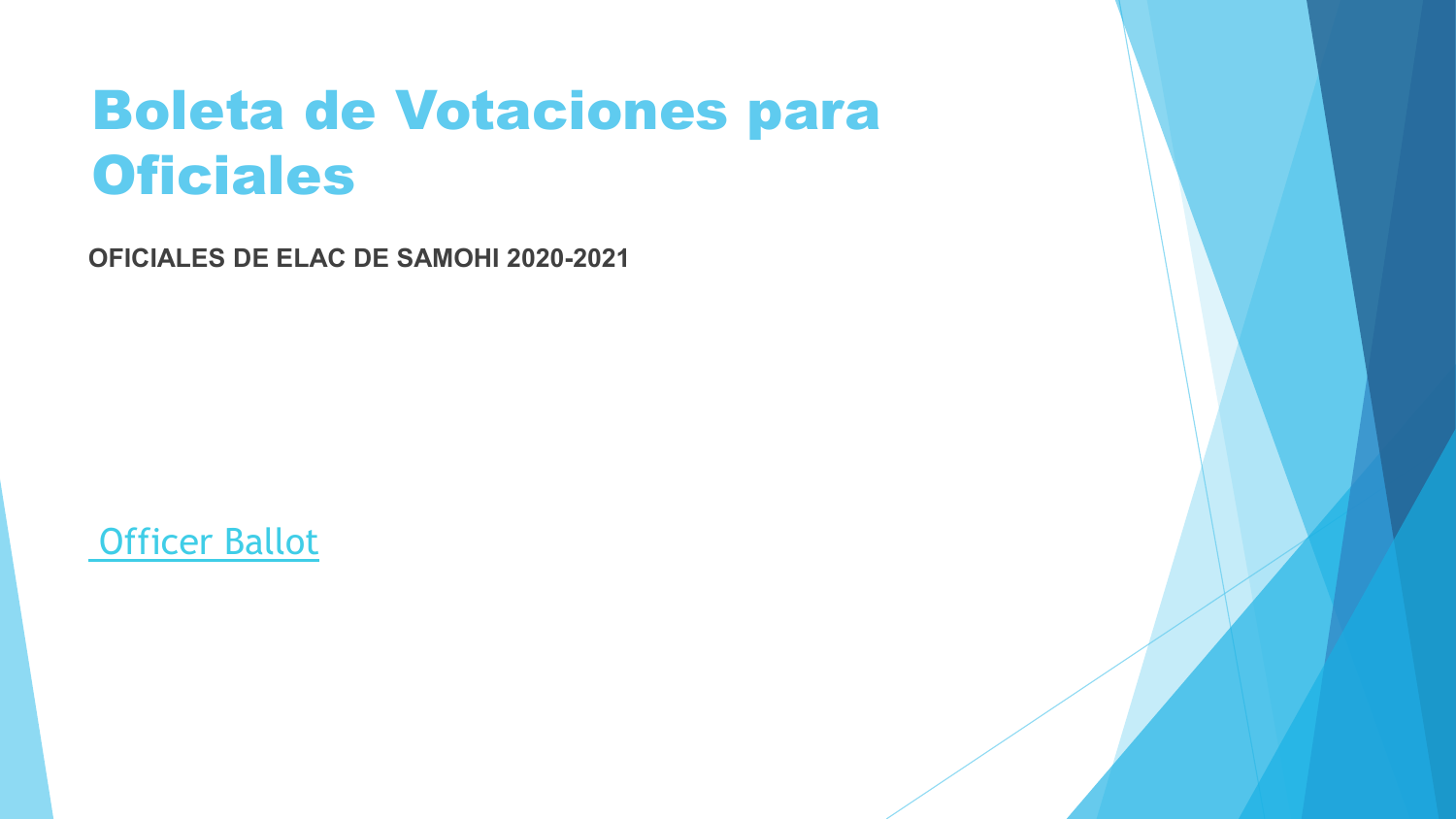# Boleta de Votaciones para Oficiales

**OFICIALES DE ELAC DE SAMOHI 2020-2021**

Officer Ballot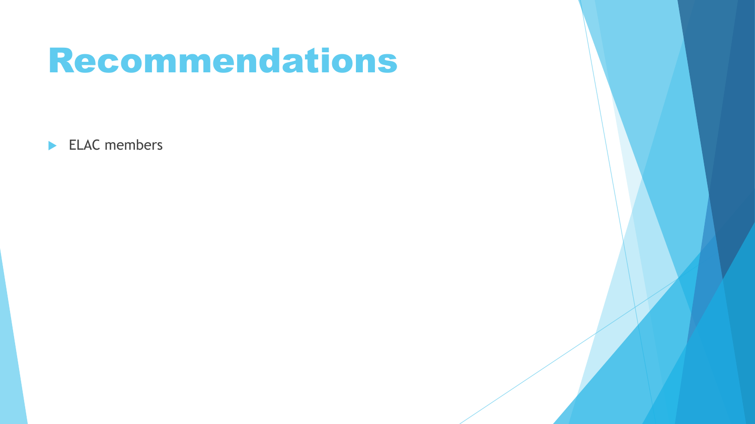# Recommendations

- ELAC members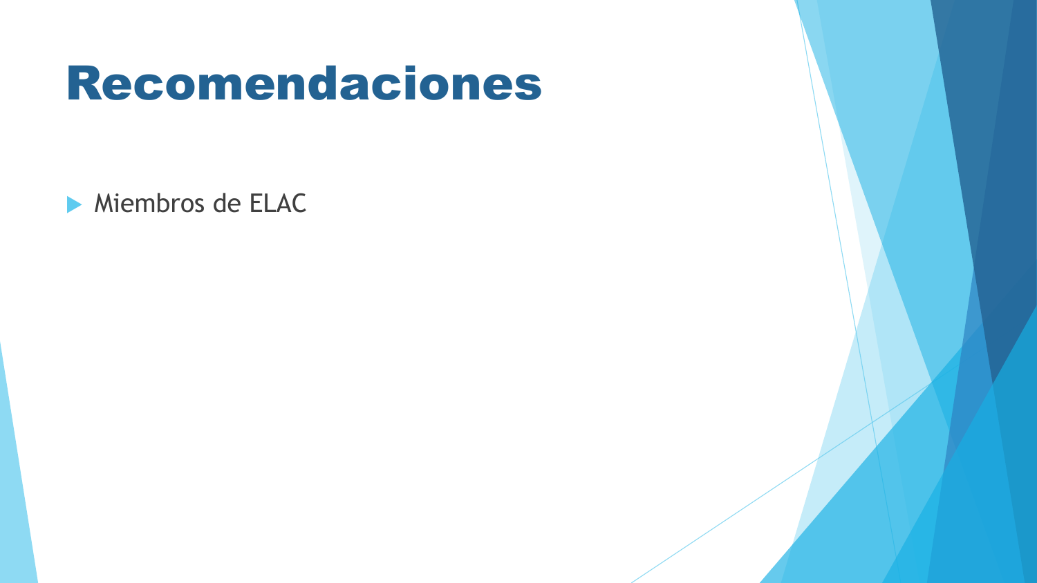# Recomendaciones

- Miembros de ELAC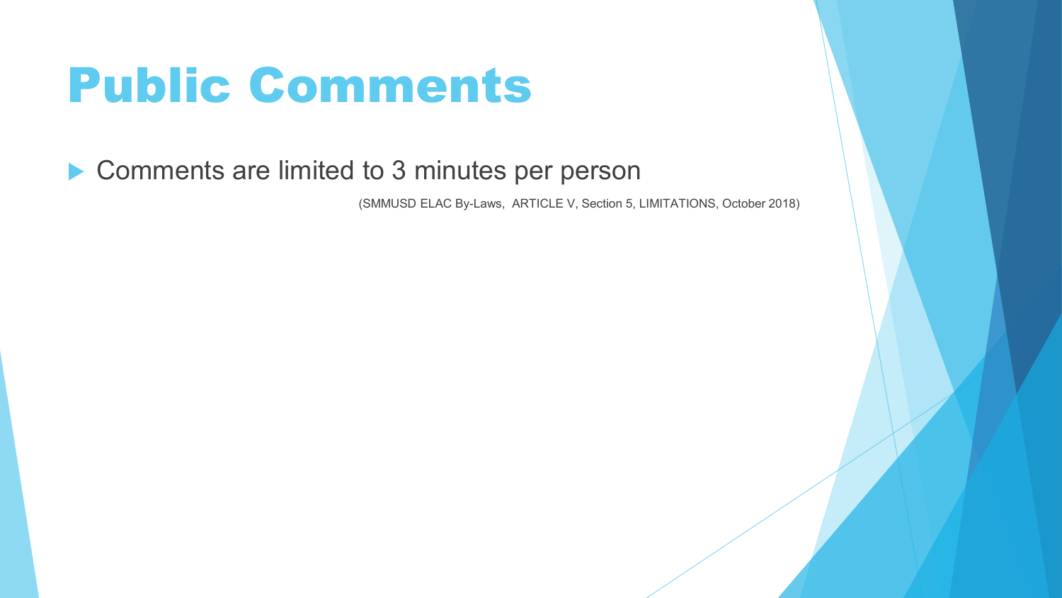# Public Comments

- Comments are limited to 3 minutes per person

(SMMUSD ELAC By-Laws, ARTICLE V, Section 5, LIMITATIONS, October 2018)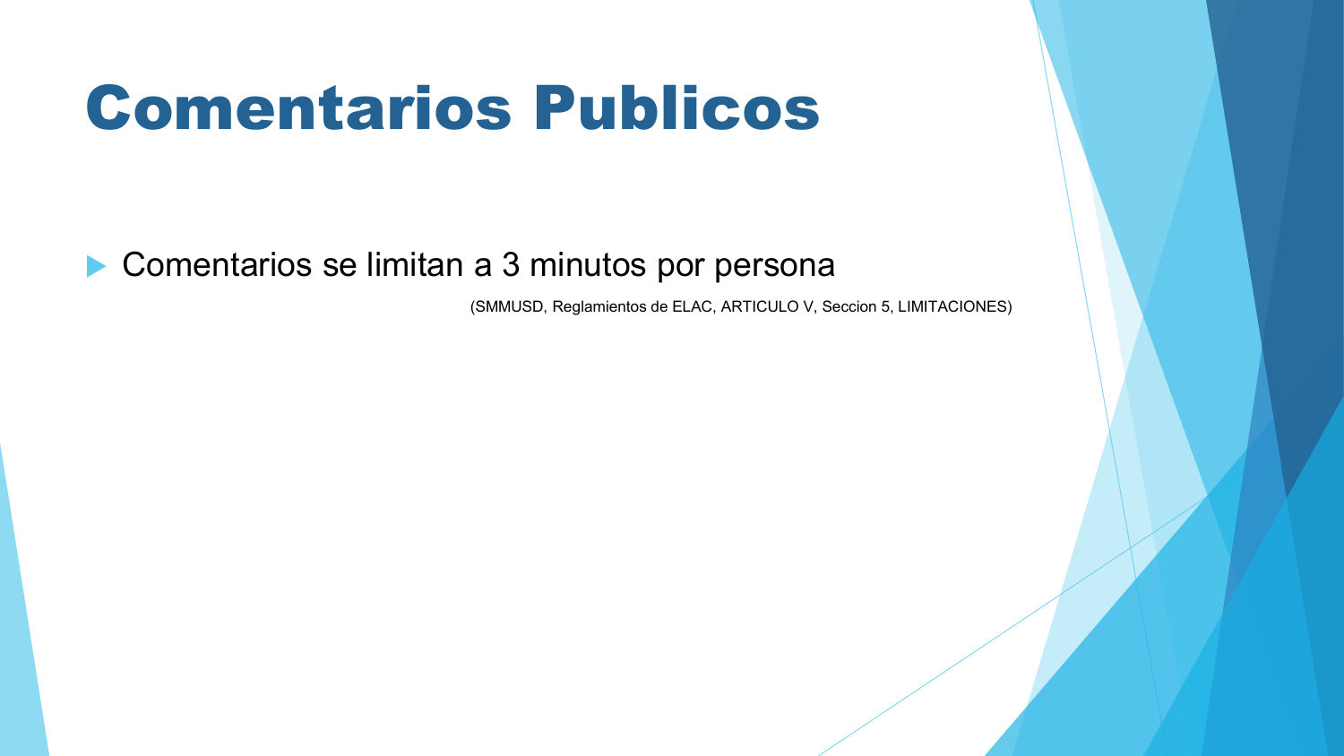# Comentarios Publicos

- Comentarios se limitan a 3 minutos por persona

(SMMUSD, Reglamientos de ELAC, ARTICULO V, Seccion 5, LIMITACIONES)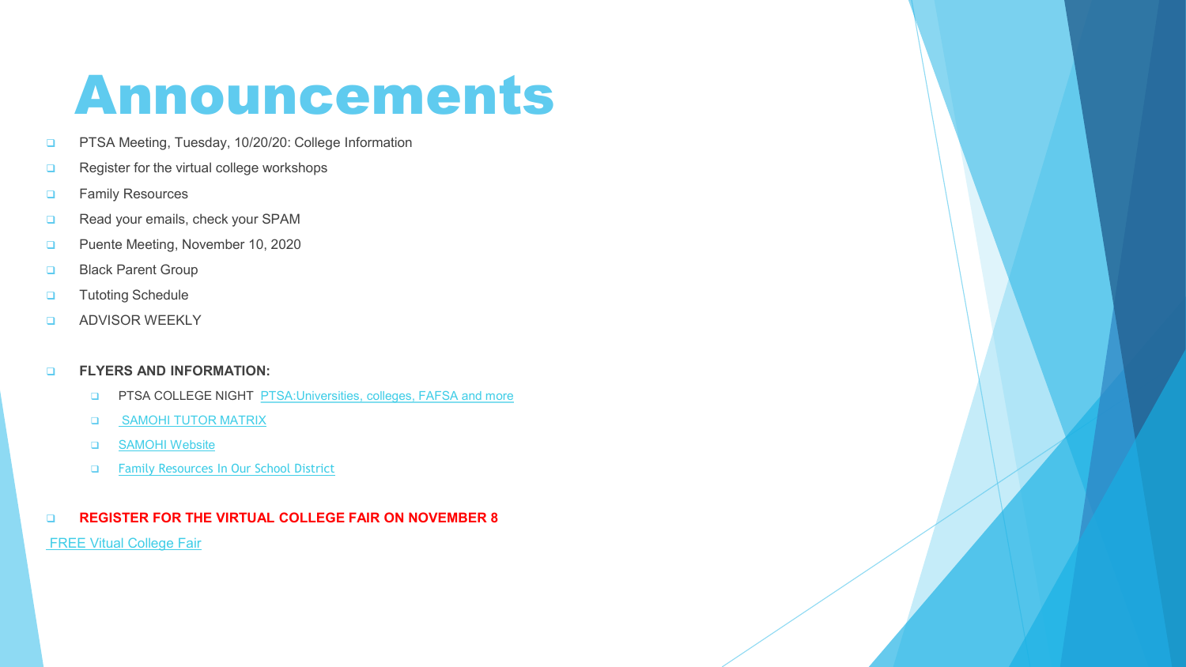# Announcements

- PTSA Meeting, Tuesday, 10/20/20: College Information
- Register for the virtual college workshops
- Family Resources
- Read your emails, check your SPAM
- Puente Meeting, November 10, 2020
- Black Parent Group
- Tutoting Schedule
- ADVISOR WEEKLY

- **FLYERS AND INFORMATION:**
  - PTSA COLLEGE NIGHT PTSA:Universities, colleges, FAFSA and more
  - SAMOHI TUTOR MATRIX
  - SAMOHI Website
  - Family Resources In Our School District

- **REGISTER FOR THE VIRTUAL COLLEGE FAIR ON NOVEMBER 8**

FREE Vitual College Fair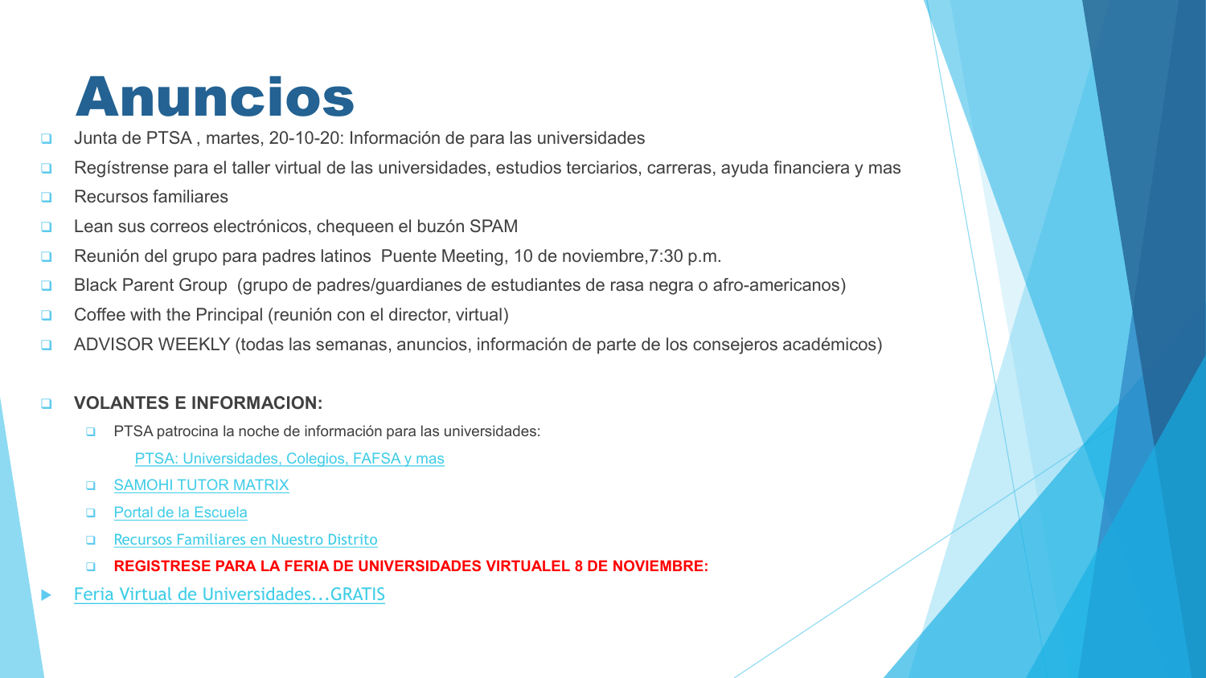# Anuncios

- Junta de PTSA , martes, 20-10-20: Información de para las universidades
- Regístrense para el taller virtual de las universidades, estudios terciarios, carreras, ayuda financiera y mas
- Recursos familiares
- Lean sus correos electrónicos, chequeen el buzón SPAM
- Reunión del grupo para padres latinos Puente Meeting, 10 de noviembre,7:30 p.m.
- Black Parent Group (grupo de padres/guardianes de estudiantes de rasa negra o afro-americanos)
- Coffee with the Principal (reunión con el director, virtual)
- ADVISOR WEEKLY (todas las semanas, anuncios, información de parte de los consejeros académicos)

- **VOLANTES E INFORMACION:**
  - PTSA patrocina la noche de información para las universidades:

    PTSA: Universidades, Colegios, FAFSA y mas
  - SAMOHI TUTOR MATRIX
  - Portal de la Escuela
  - Recursos Familiares en Nuestro Distrito
  - **REGISTRESE PARA LA FERIA DE UNIVERSIDADES VIRTUALEL 8 DE NOVIEMBRE:**

- Feria Virtual de Universidades...GRATIS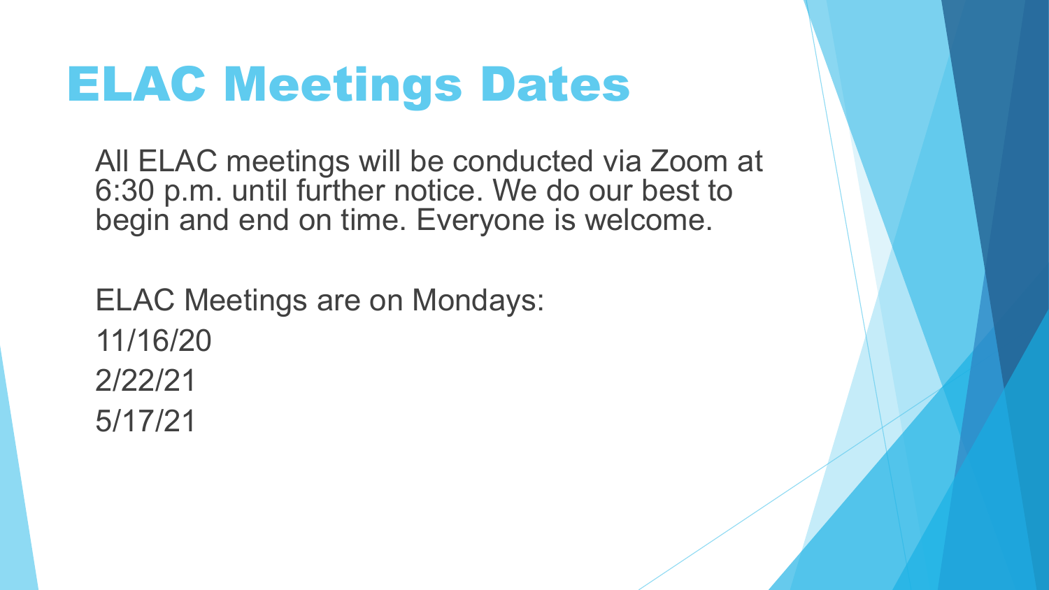# ELAC Meetings Dates

All ELAC meetings will be conducted via Zoom at 6:30 p.m. until further notice. We do our best to begin and end on time. Everyone is welcome.

ELAC Meetings are on Mondays:

11/16/20

2/22/21

5/17/21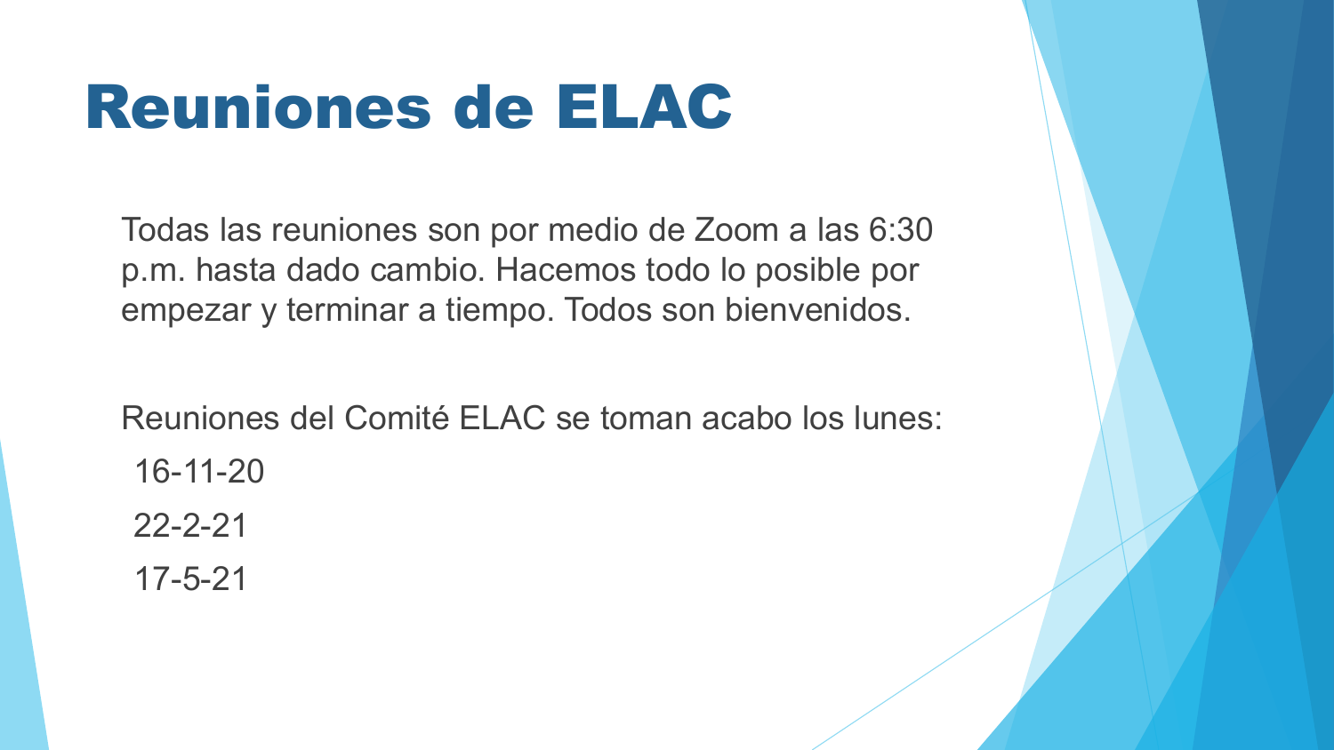# Reuniones de ELAC

Todas las reuniones son por medio de Zoom a las 6:30 p.m. hasta dado cambio. Hacemos todo lo posible por empezar y terminar a tiempo. Todos son bienvenidos.

Reuniones del Comité ELAC se toman acabo los lunes:

16-11-20

22-2-21

17-5-21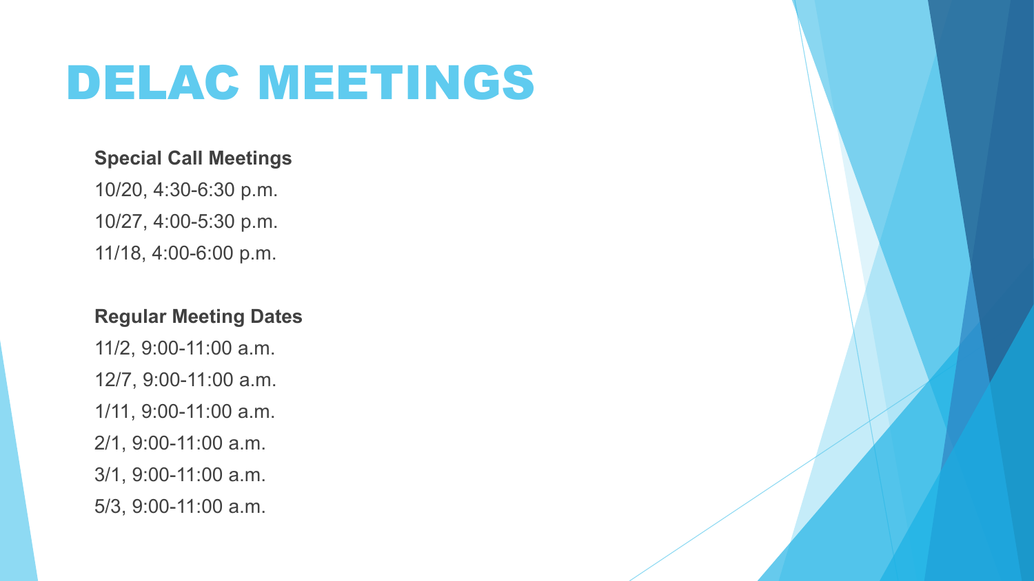# DELAC MEETINGS

**Special Call Meetings**

10/20, 4:30-6:30 p.m.

10/27, 4:00-5:30 p.m.

11/18, 4:00-6:00 p.m.

**Regular Meeting Dates**

11/2, 9:00-11:00 a.m.

12/7, 9:00-11:00 a.m.

1/11, 9:00-11:00 a.m.

2/1, 9:00-11:00 a.m.

3/1, 9:00-11:00 a.m.

5/3, 9:00-11:00 a.m.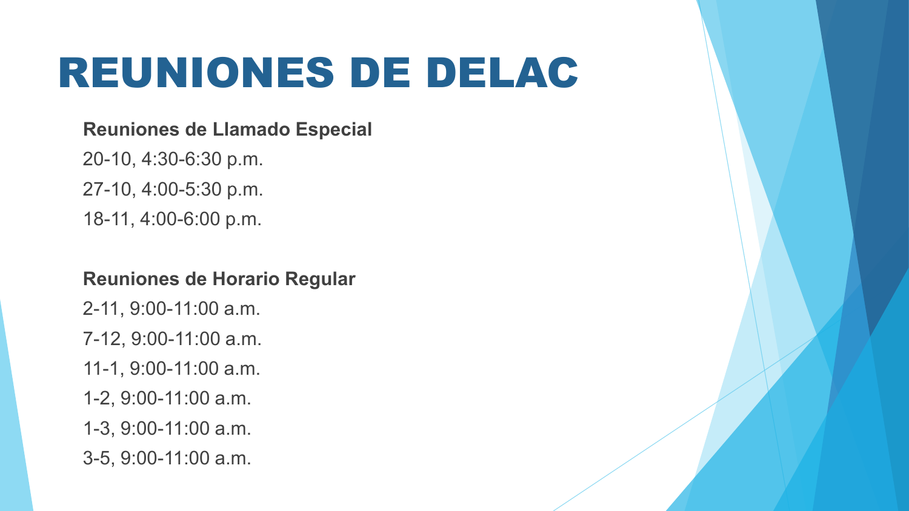# REUNIONES DE DELAC

**Reuniones de Llamado Especial**

20-10, 4:30-6:30 p.m.

27-10, 4:00-5:30 p.m.

18-11, 4:00-6:00 p.m.

**Reuniones de Horario Regular**

2-11, 9:00-11:00 a.m.

7-12, 9:00-11:00 a.m.

11-1, 9:00-11:00 a.m.

1-2, 9:00-11:00 a.m.

1-3, 9:00-11:00 a.m.

3-5, 9:00-11:00 a.m.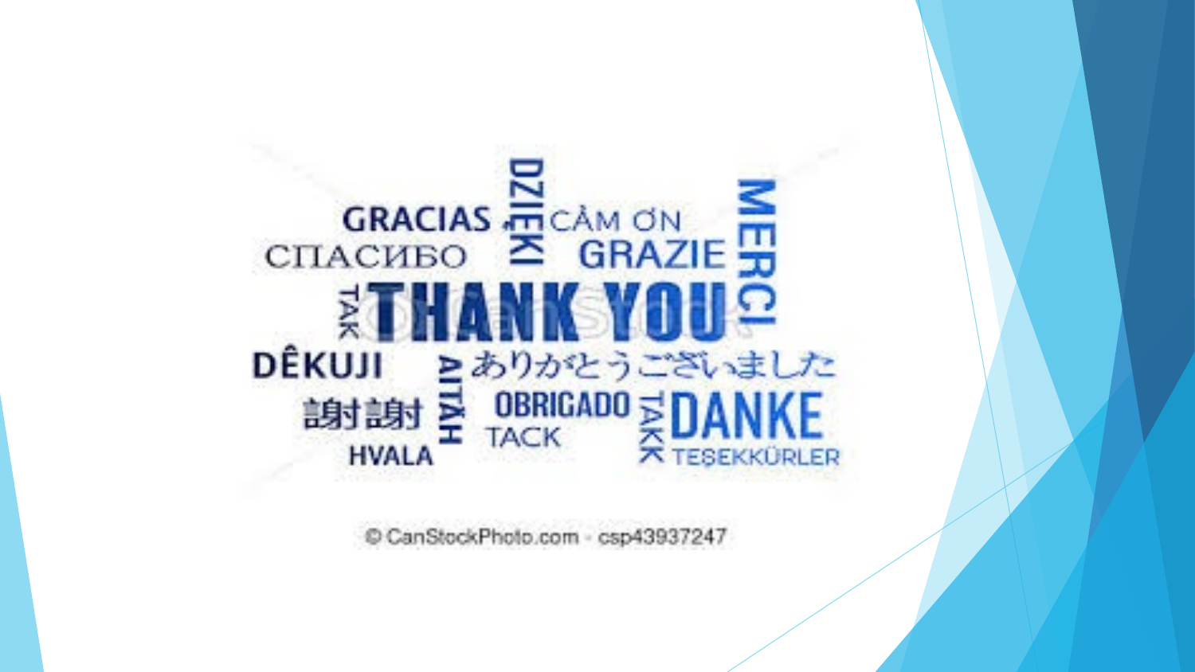GRACIAS

DZIĘKI

CẢM ƠN

СПАСИБО

GRAZIE

MERCI

TAK

THANK YOU

DÊKUJI

AITÄH

ありがとうございました

謝謝

OBRIGADO

TAKK

DANKE

HVALA

TACK

TEŞEKKÜRLER

© CanStockPhoto.com - csp43937247